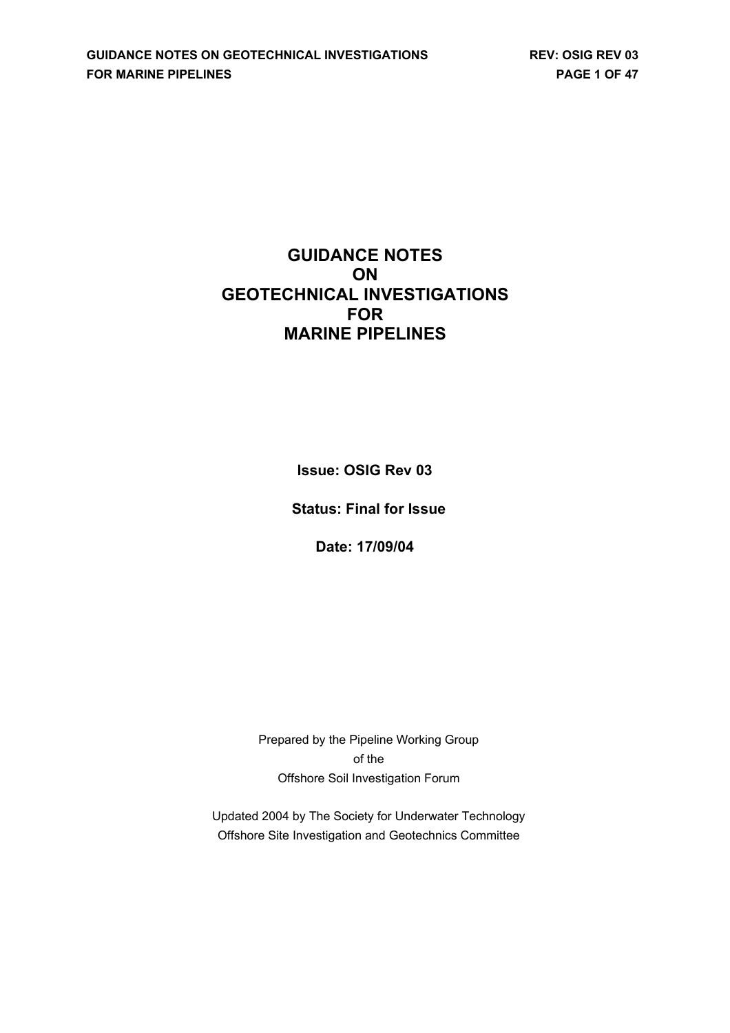# GUIDANCE NOTES ON GEOTECHNICAL INVESTIGATIONS FOR MARINE PIPELINES

**Issue: OSIG Rev 03**

**Status: Final for Issue**

**Date: 17/09/04**

Prepared by the Pipeline Working Group
of the
Offshore Soil Investigation Forum

Updated 2004 by The Society for Underwater Technology
Offshore Site Investigation and Geotechnics Committee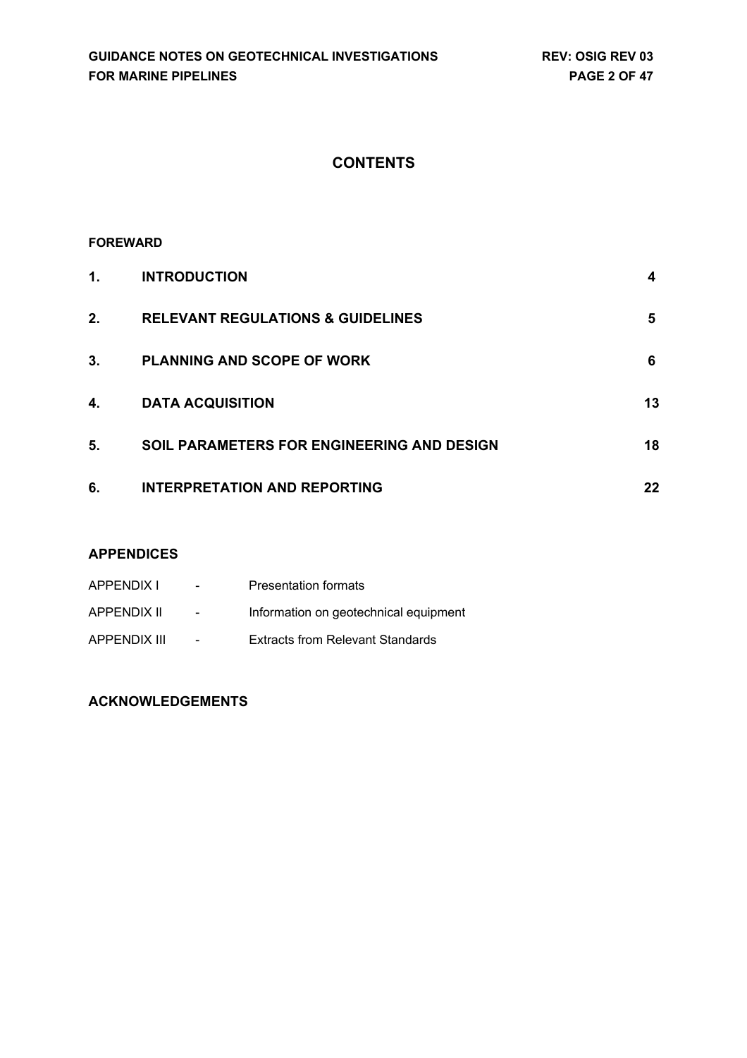# CONTENTS

**FOREWARD**

| | | |
|---|---|---|
| **1.** | **INTRODUCTION** | **4** |
| **2.** | **RELEVANT REGULATIONS & GUIDELINES** | **5** |
| **3.** | **PLANNING AND SCOPE OF WORK** | **6** |
| **4.** | **DATA ACQUISITION** | **13** |
| **5.** | **SOIL PARAMETERS FOR ENGINEERING AND DESIGN** | **18** |
| **6.** | **INTERPRETATION AND REPORTING** | **22** |

## APPENDICES

| | | |
|---|---|---|
| APPENDIX I | - | Presentation formats |
| APPENDIX II | - | Information on geotechnical equipment |
| APPENDIX III | - | Extracts from Relevant Standards |

## ACKNOWLEDGEMENTS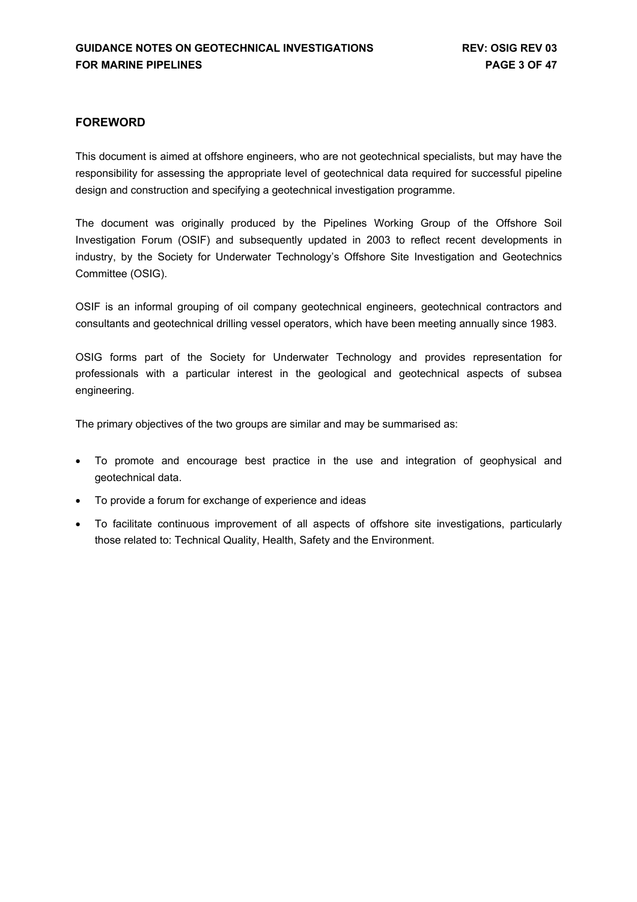## FOREWORD

This document is aimed at offshore engineers, who are not geotechnical specialists, but may have the responsibility for assessing the appropriate level of geotechnical data required for successful pipeline design and construction and specifying a geotechnical investigation programme.

The document was originally produced by the Pipelines Working Group of the Offshore Soil Investigation Forum (OSIF) and subsequently updated in 2003 to reflect recent developments in industry, by the Society for Underwater Technology's Offshore Site Investigation and Geotechnics Committee (OSIG).

OSIF is an informal grouping of oil company geotechnical engineers, geotechnical contractors and consultants and geotechnical drilling vessel operators, which have been meeting annually since 1983.

OSIG forms part of the Society for Underwater Technology and provides representation for professionals with a particular interest in the geological and geotechnical aspects of subsea engineering.

The primary objectives of the two groups are similar and may be summarised as:

- To promote and encourage best practice in the use and integration of geophysical and geotechnical data.
- To provide a forum for exchange of experience and ideas
- To facilitate continuous improvement of all aspects of offshore site investigations, particularly those related to: Technical Quality, Health, Safety and the Environment.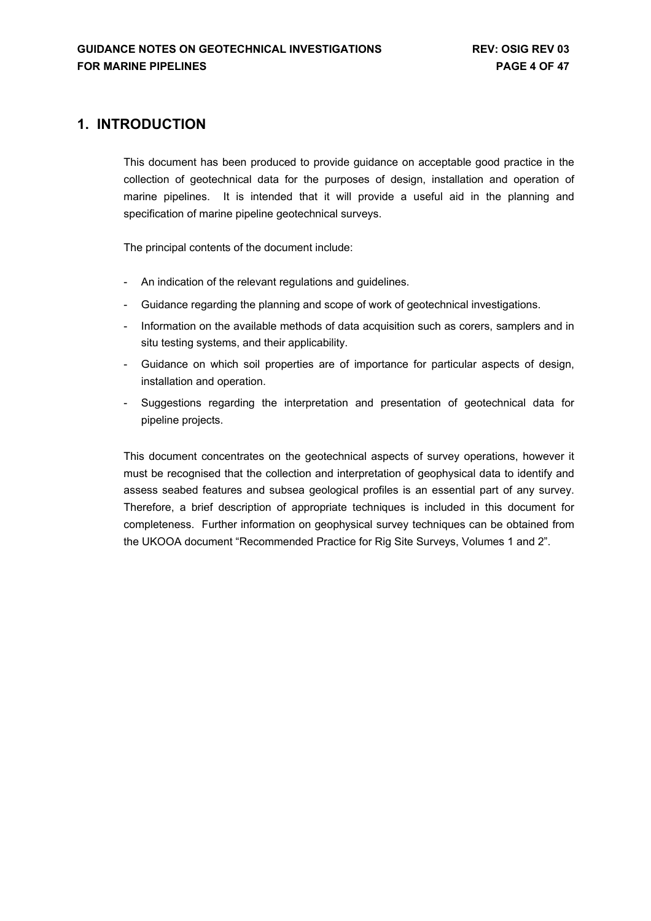# 1. INTRODUCTION

This document has been produced to provide guidance on acceptable good practice in the collection of geotechnical data for the purposes of design, installation and operation of marine pipelines. It is intended that it will provide a useful aid in the planning and specification of marine pipeline geotechnical surveys.

The principal contents of the document include:

- An indication of the relevant regulations and guidelines.
- Guidance regarding the planning and scope of work of geotechnical investigations.
- Information on the available methods of data acquisition such as corers, samplers and in situ testing systems, and their applicability.
- Guidance on which soil properties are of importance for particular aspects of design, installation and operation.
- Suggestions regarding the interpretation and presentation of geotechnical data for pipeline projects.

This document concentrates on the geotechnical aspects of survey operations, however it must be recognised that the collection and interpretation of geophysical data to identify and assess seabed features and subsea geological profiles is an essential part of any survey. Therefore, a brief description of appropriate techniques is included in this document for completeness. Further information on geophysical survey techniques can be obtained from the UKOOA document "Recommended Practice for Rig Site Surveys, Volumes 1 and 2".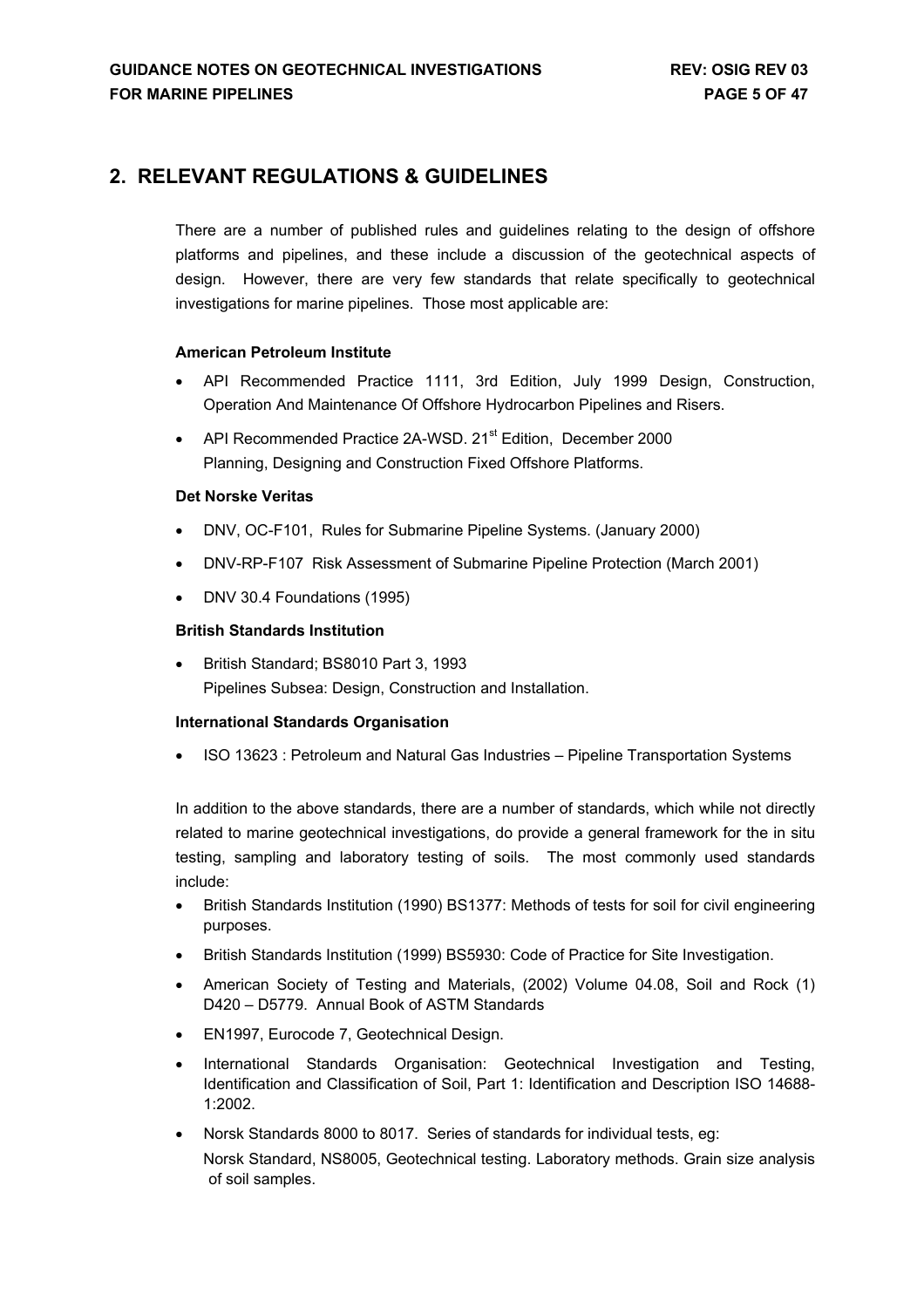## 2. RELEVANT REGULATIONS & GUIDELINES

There are a number of published rules and guidelines relating to the design of offshore platforms and pipelines, and these include a discussion of the geotechnical aspects of design. However, there are very few standards that relate specifically to geotechnical investigations for marine pipelines. Those most applicable are:

**American Petroleum Institute**

- API Recommended Practice 1111, 3rd Edition, July 1999 Design, Construction, Operation And Maintenance Of Offshore Hydrocarbon Pipelines and Risers.
- API Recommended Practice 2A-WSD. 21st Edition, December 2000
  Planning, Designing and Construction Fixed Offshore Platforms.

**Det Norske Veritas**

- DNV, OC-F101, Rules for Submarine Pipeline Systems. (January 2000)
- DNV-RP-F107 Risk Assessment of Submarine Pipeline Protection (March 2001)
- DNV 30.4 Foundations (1995)

**British Standards Institution**

- British Standard; BS8010 Part 3, 1993
  Pipelines Subsea: Design, Construction and Installation.

**International Standards Organisation**

- ISO 13623 : Petroleum and Natural Gas Industries – Pipeline Transportation Systems

In addition to the above standards, there are a number of standards, which while not directly related to marine geotechnical investigations, do provide a general framework for the in situ testing, sampling and laboratory testing of soils. The most commonly used standards include:

- British Standards Institution (1990) BS1377: Methods of tests for soil for civil engineering purposes.
- British Standards Institution (1999) BS5930: Code of Practice for Site Investigation.
- American Society of Testing and Materials, (2002) Volume 04.08, Soil and Rock (1) D420 – D5779. Annual Book of ASTM Standards
- EN1997, Eurocode 7, Geotechnical Design.
- International Standards Organisation: Geotechnical Investigation and Testing, Identification and Classification of Soil, Part 1: Identification and Description ISO 14688-1:2002.
- Norsk Standards 8000 to 8017. Series of standards for individual tests, eg:
  Norsk Standard, NS8005, Geotechnical testing. Laboratory methods. Grain size analysis of soil samples.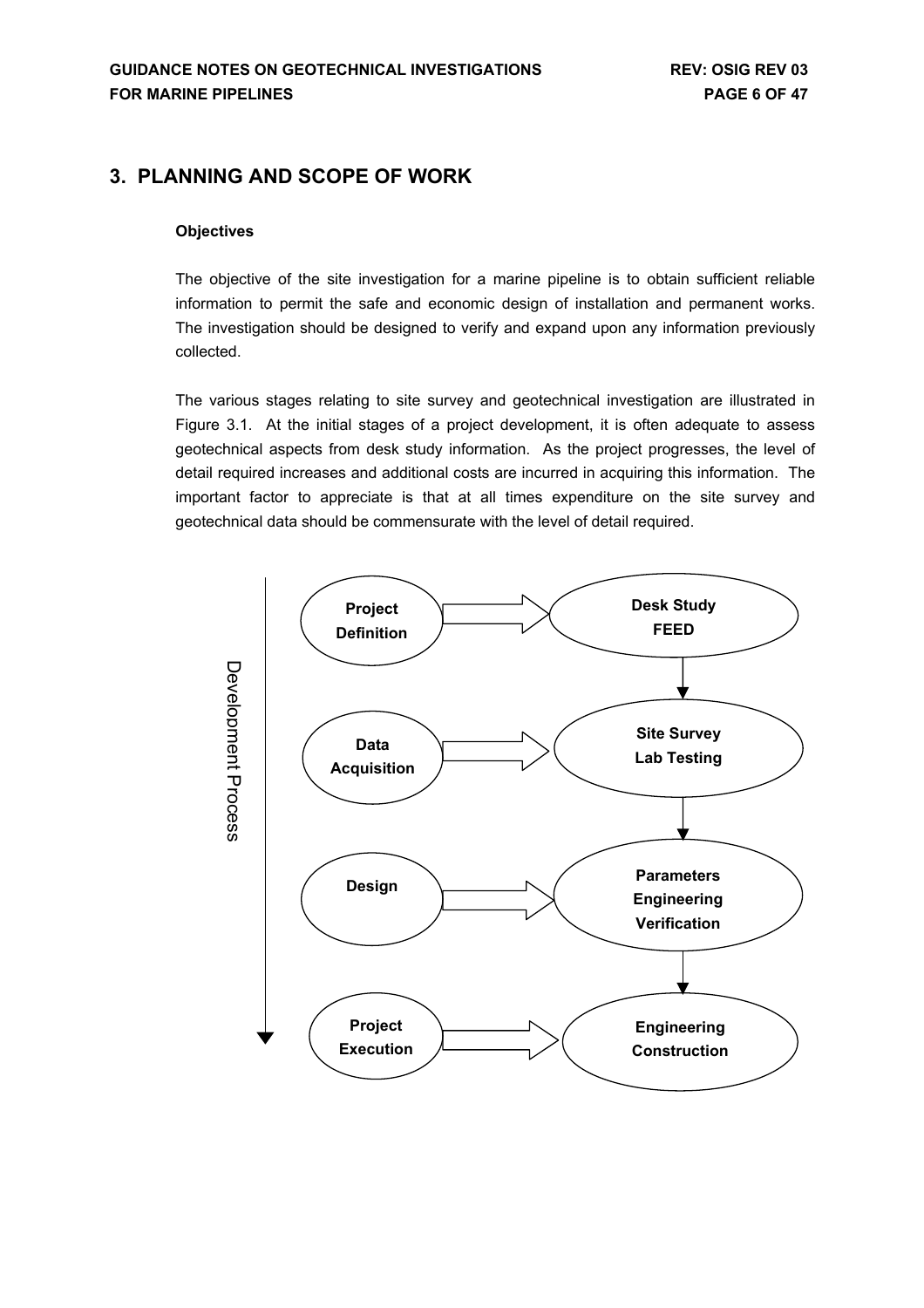# 3. PLANNING AND SCOPE OF WORK

**Objectives**

The objective of the site investigation for a marine pipeline is to obtain sufficient reliable information to permit the safe and economic design of installation and permanent works. The investigation should be designed to verify and expand upon any information previously collected.

The various stages relating to site survey and geotechnical investigation are illustrated in Figure 3.1. At the initial stages of a project development, it is often adequate to assess geotechnical aspects from desk study information. As the project progresses, the level of detail required increases and additional costs are incurred in acquiring this information. The important factor to appreciate is that at all times expenditure on the site survey and geotechnical data should be commensurate with the level of detail required.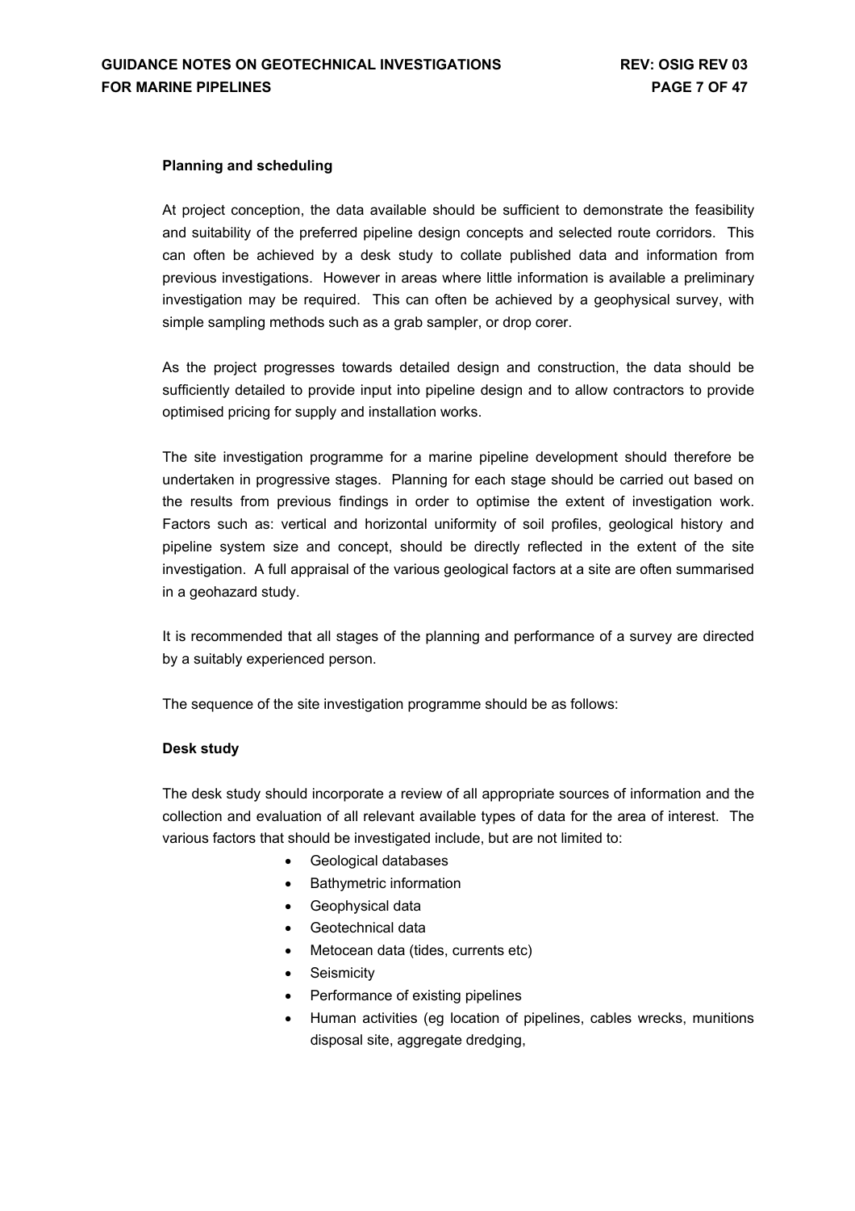**Planning and scheduling**

At project conception, the data available should be sufficient to demonstrate the feasibility and suitability of the preferred pipeline design concepts and selected route corridors. This can often be achieved by a desk study to collate published data and information from previous investigations. However in areas where little information is available a preliminary investigation may be required. This can often be achieved by a geophysical survey, with simple sampling methods such as a grab sampler, or drop corer.

As the project progresses towards detailed design and construction, the data should be sufficiently detailed to provide input into pipeline design and to allow contractors to provide optimised pricing for supply and installation works.

The site investigation programme for a marine pipeline development should therefore be undertaken in progressive stages. Planning for each stage should be carried out based on the results from previous findings in order to optimise the extent of investigation work. Factors such as: vertical and horizontal uniformity of soil profiles, geological history and pipeline system size and concept, should be directly reflected in the extent of the site investigation. A full appraisal of the various geological factors at a site are often summarised in a geohazard study.

It is recommended that all stages of the planning and performance of a survey are directed by a suitably experienced person.

The sequence of the site investigation programme should be as follows:

**Desk study**

The desk study should incorporate a review of all appropriate sources of information and the collection and evaluation of all relevant available types of data for the area of interest. The various factors that should be investigated include, but are not limited to:

- Geological databases
- Bathymetric information
- Geophysical data
- Geotechnical data
- Metocean data (tides, currents etc)
- Seismicity
- Performance of existing pipelines
- Human activities (eg location of pipelines, cables wrecks, munitions disposal site, aggregate dredging,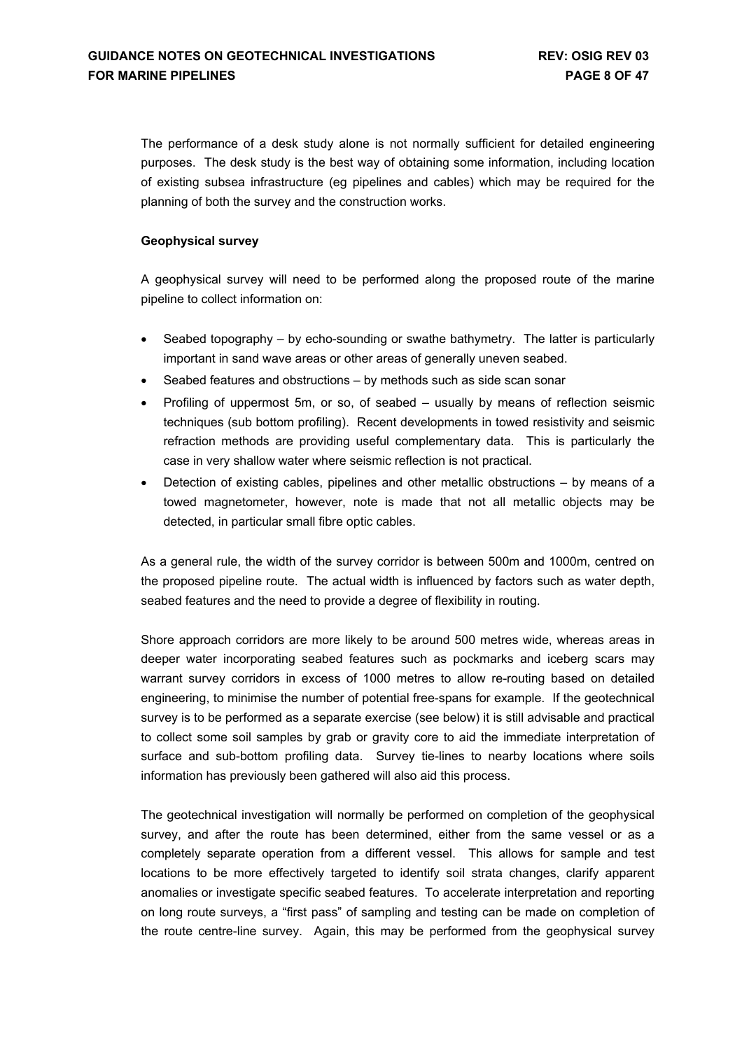The performance of a desk study alone is not normally sufficient for detailed engineering purposes. The desk study is the best way of obtaining some information, including location of existing subsea infrastructure (eg pipelines and cables) which may be required for the planning of both the survey and the construction works.

**Geophysical survey**

A geophysical survey will need to be performed along the proposed route of the marine pipeline to collect information on:

- Seabed topography – by echo-sounding or swathe bathymetry. The latter is particularly important in sand wave areas or other areas of generally uneven seabed.
- Seabed features and obstructions – by methods such as side scan sonar
- Profiling of uppermost 5m, or so, of seabed – usually by means of reflection seismic techniques (sub bottom profiling). Recent developments in towed resistivity and seismic refraction methods are providing useful complementary data. This is particularly the case in very shallow water where seismic reflection is not practical.
- Detection of existing cables, pipelines and other metallic obstructions – by means of a towed magnetometer, however, note is made that not all metallic objects may be detected, in particular small fibre optic cables.

As a general rule, the width of the survey corridor is between 500m and 1000m, centred on the proposed pipeline route. The actual width is influenced by factors such as water depth, seabed features and the need to provide a degree of flexibility in routing.

Shore approach corridors are more likely to be around 500 metres wide, whereas areas in deeper water incorporating seabed features such as pockmarks and iceberg scars may warrant survey corridors in excess of 1000 metres to allow re-routing based on detailed engineering, to minimise the number of potential free-spans for example. If the geotechnical survey is to be performed as a separate exercise (see below) it is still advisable and practical to collect some soil samples by grab or gravity core to aid the immediate interpretation of surface and sub-bottom profiling data. Survey tie-lines to nearby locations where soils information has previously been gathered will also aid this process.

The geotechnical investigation will normally be performed on completion of the geophysical survey, and after the route has been determined, either from the same vessel or as a completely separate operation from a different vessel. This allows for sample and test locations to be more effectively targeted to identify soil strata changes, clarify apparent anomalies or investigate specific seabed features. To accelerate interpretation and reporting on long route surveys, a "first pass" of sampling and testing can be made on completion of the route centre-line survey. Again, this may be performed from the geophysical survey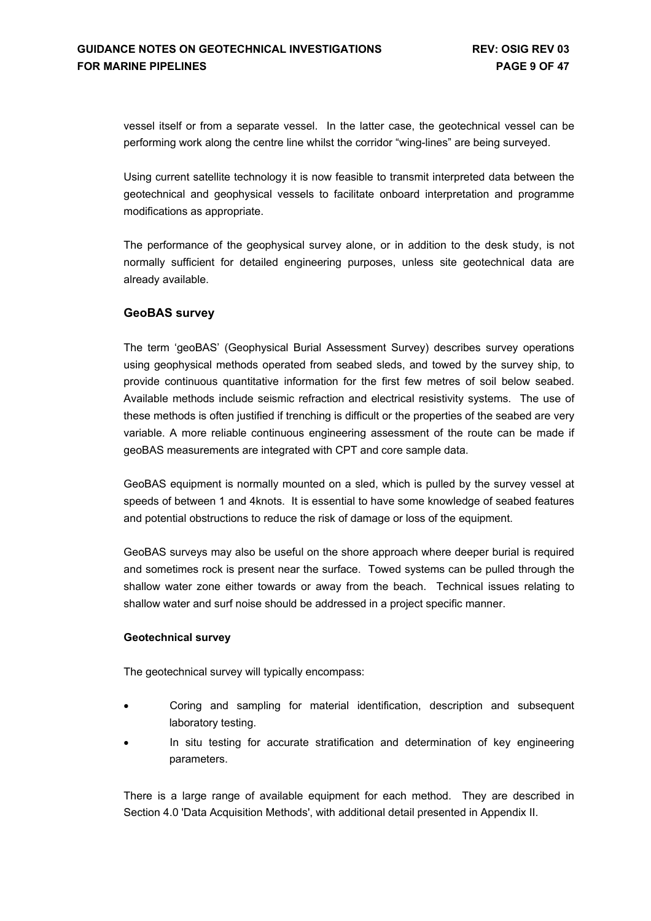vessel itself or from a separate vessel. In the latter case, the geotechnical vessel can be performing work along the centre line whilst the corridor "wing-lines" are being surveyed.

Using current satellite technology it is now feasible to transmit interpreted data between the geotechnical and geophysical vessels to facilitate onboard interpretation and programme modifications as appropriate.

The performance of the geophysical survey alone, or in addition to the desk study, is not normally sufficient for detailed engineering purposes, unless site geotechnical data are already available.

### GeoBAS survey

The term 'geoBAS' (Geophysical Burial Assessment Survey) describes survey operations using geophysical methods operated from seabed sleds, and towed by the survey ship, to provide continuous quantitative information for the first few metres of soil below seabed. Available methods include seismic refraction and electrical resistivity systems. The use of these methods is often justified if trenching is difficult or the properties of the seabed are very variable. A more reliable continuous engineering assessment of the route can be made if geoBAS measurements are integrated with CPT and core sample data.

GeoBAS equipment is normally mounted on a sled, which is pulled by the survey vessel at speeds of between 1 and 4knots. It is essential to have some knowledge of seabed features and potential obstructions to reduce the risk of damage or loss of the equipment.

GeoBAS surveys may also be useful on the shore approach where deeper burial is required and sometimes rock is present near the surface. Towed systems can be pulled through the shallow water zone either towards or away from the beach. Technical issues relating to shallow water and surf noise should be addressed in a project specific manner.

#### Geotechnical survey

The geotechnical survey will typically encompass:

- Coring and sampling for material identification, description and subsequent laboratory testing.
- In situ testing for accurate stratification and determination of key engineering parameters.

There is a large range of available equipment for each method. They are described in Section 4.0 'Data Acquisition Methods', with additional detail presented in Appendix II.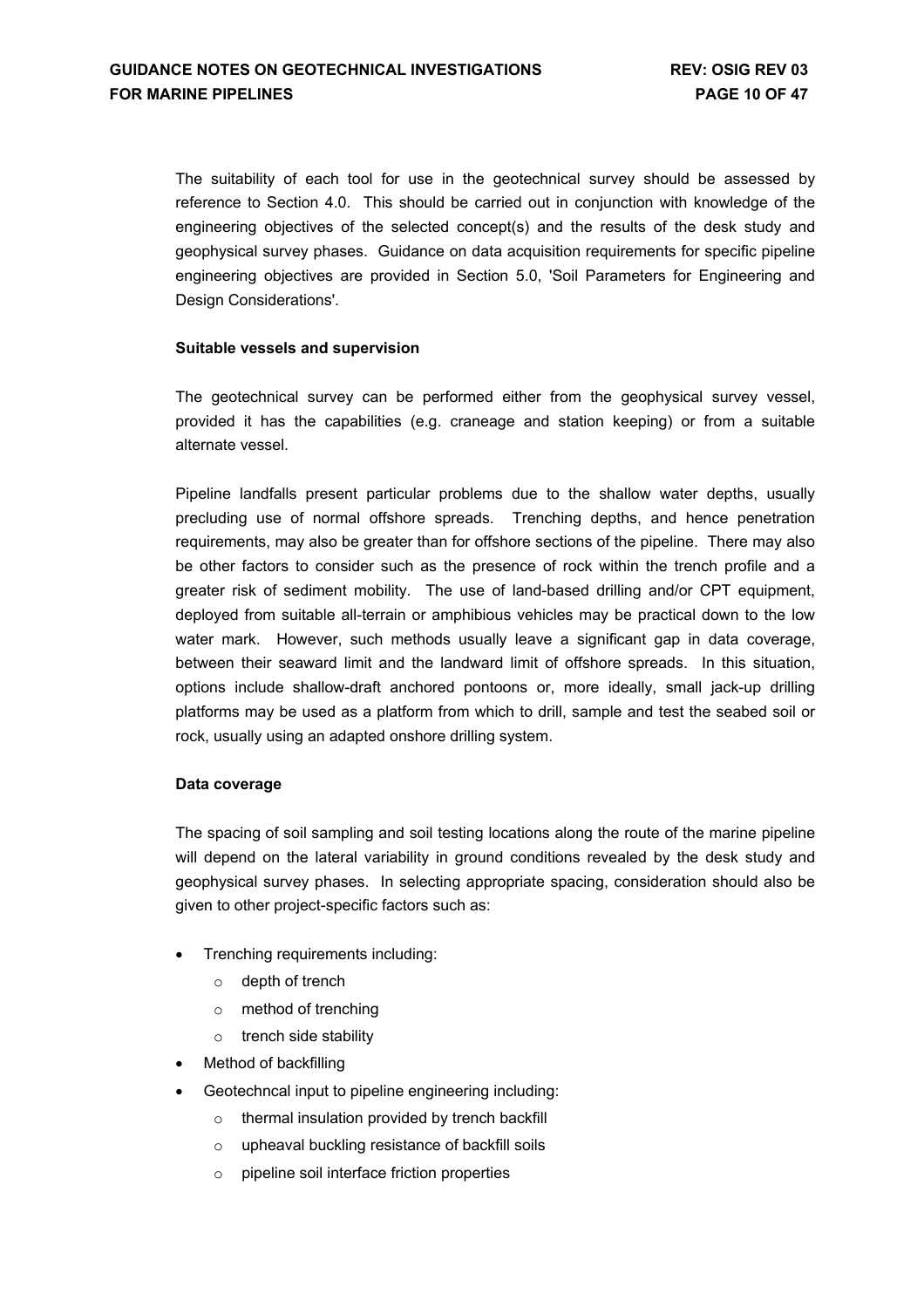The suitability of each tool for use in the geotechnical survey should be assessed by reference to Section 4.0. This should be carried out in conjunction with knowledge of the engineering objectives of the selected concept(s) and the results of the desk study and geophysical survey phases. Guidance on data acquisition requirements for specific pipeline engineering objectives are provided in Section 5.0, 'Soil Parameters for Engineering and Design Considerations'.

**Suitable vessels and supervision**

The geotechnical survey can be performed either from the geophysical survey vessel, provided it has the capabilities (e.g. craneage and station keeping) or from a suitable alternate vessel.

Pipeline landfalls present particular problems due to the shallow water depths, usually precluding use of normal offshore spreads. Trenching depths, and hence penetration requirements, may also be greater than for offshore sections of the pipeline. There may also be other factors to consider such as the presence of rock within the trench profile and a greater risk of sediment mobility. The use of land-based drilling and/or CPT equipment, deployed from suitable all-terrain or amphibious vehicles may be practical down to the low water mark. However, such methods usually leave a significant gap in data coverage, between their seaward limit and the landward limit of offshore spreads. In this situation, options include shallow-draft anchored pontoons or, more ideally, small jack-up drilling platforms may be used as a platform from which to drill, sample and test the seabed soil or rock, usually using an adapted onshore drilling system.

**Data coverage**

The spacing of soil sampling and soil testing locations along the route of the marine pipeline will depend on the lateral variability in ground conditions revealed by the desk study and geophysical survey phases. In selecting appropriate spacing, consideration should also be given to other project-specific factors such as:

- Trenching requirements including:
  - depth of trench
  - method of trenching
  - trench side stability
- Method of backfilling
- Geotechncal input to pipeline engineering including:
  - thermal insulation provided by trench backfill
  - upheaval buckling resistance of backfill soils
  - pipeline soil interface friction properties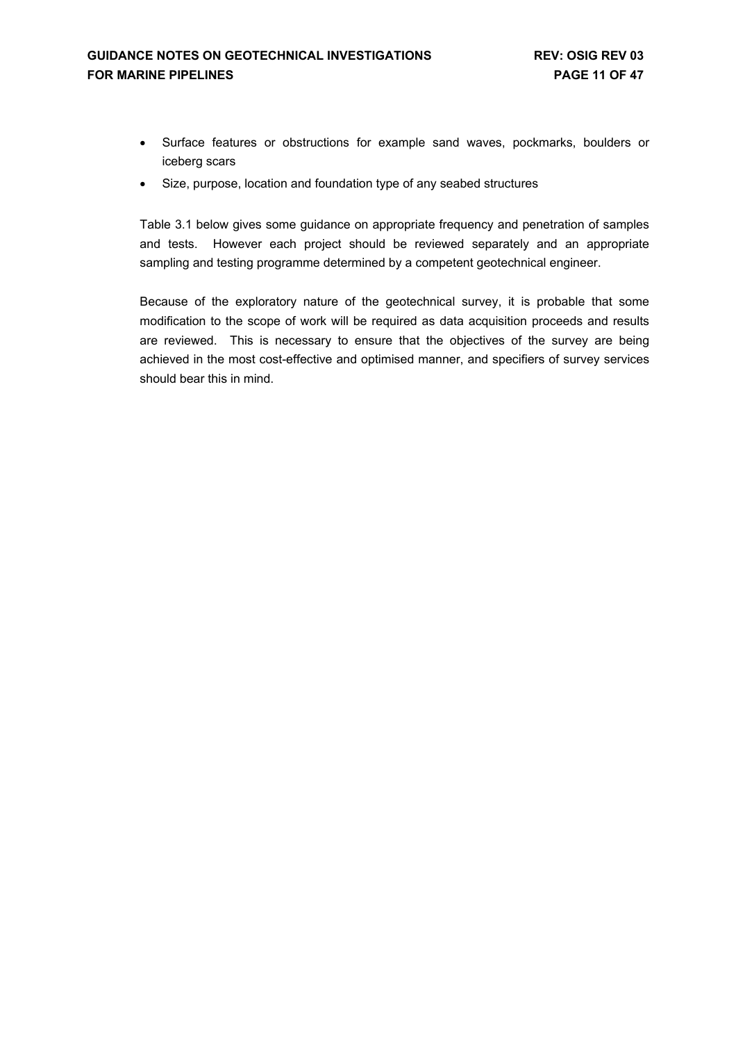- Surface features or obstructions for example sand waves, pockmarks, boulders or iceberg scars
- Size, purpose, location and foundation type of any seabed structures

Table 3.1 below gives some guidance on appropriate frequency and penetration of samples and tests. However each project should be reviewed separately and an appropriate sampling and testing programme determined by a competent geotechnical engineer.

Because of the exploratory nature of the geotechnical survey, it is probable that some modification to the scope of work will be required as data acquisition proceeds and results are reviewed. This is necessary to ensure that the objectives of the survey are being achieved in the most cost-effective and optimised manner, and specifiers of survey services should bear this in mind.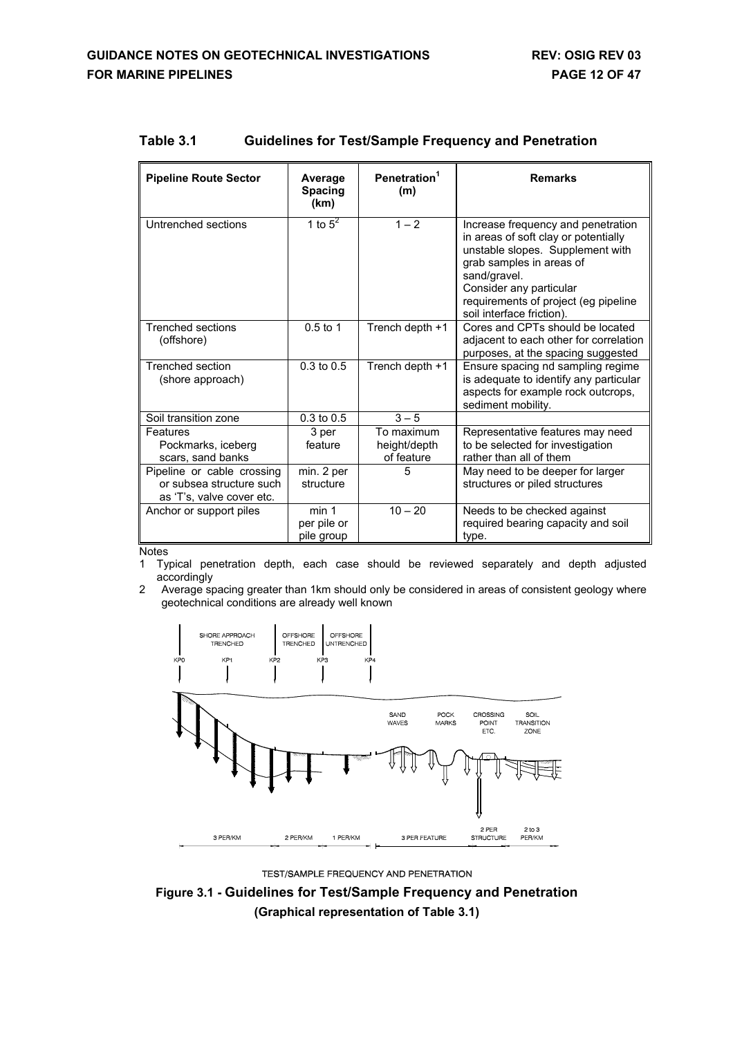**Table 3.1 Guidelines for Test/Sample Frequency and Penetration**

| Pipeline Route Sector | Average Spacing (km) | Penetration[1] (m) | Remarks |
|---|---|---|---|
| Untrenched sections | 1 to 5[2] | 1 – 2 | Increase frequency and penetration in areas of soft clay or potentially unstable slopes. Supplement with grab samples in areas of sand/gravel. Consider any particular requirements of project (eg pipeline soil interface friction). |
| Trenched sections (offshore) | 0.5 to 1 | Trench depth +1 | Cores and CPTs should be located adjacent to each other for correlation purposes, at the spacing suggested |
| Trenched section (shore approach) | 0.3 to 0.5 | Trench depth +1 | Ensure spacing nd sampling regime is adequate to identify any particular aspects for example rock outcrops, sediment mobility. |
| Soil transition zone | 0.3 to 0.5 | 3 – 5 | |
| Features Pockmarks, iceberg scars, sand banks | 3 per feature | To maximum height/depth of feature | Representative features may need to be selected for investigation rather than all of them |
| Pipeline or cable crossing or subsea structure such as 'T's, valve cover etc. | min. 2 per structure | 5 | May need to be deeper for larger structures or piled structures |
| Anchor or support piles | min 1 per pile or pile group | 10 – 20 | Needs to be checked against required bearing capacity and soil type. |

Notes

1. Typical penetration depth, each case should be reviewed separately and depth adjusted accordingly
2. Average spacing greater than 1km should only be considered in areas of consistent geology where geotechnical conditions are already well known

**Figure 3.1 - Guidelines for Test/Sample Frequency and Penetration (Graphical representation of Table 3.1)**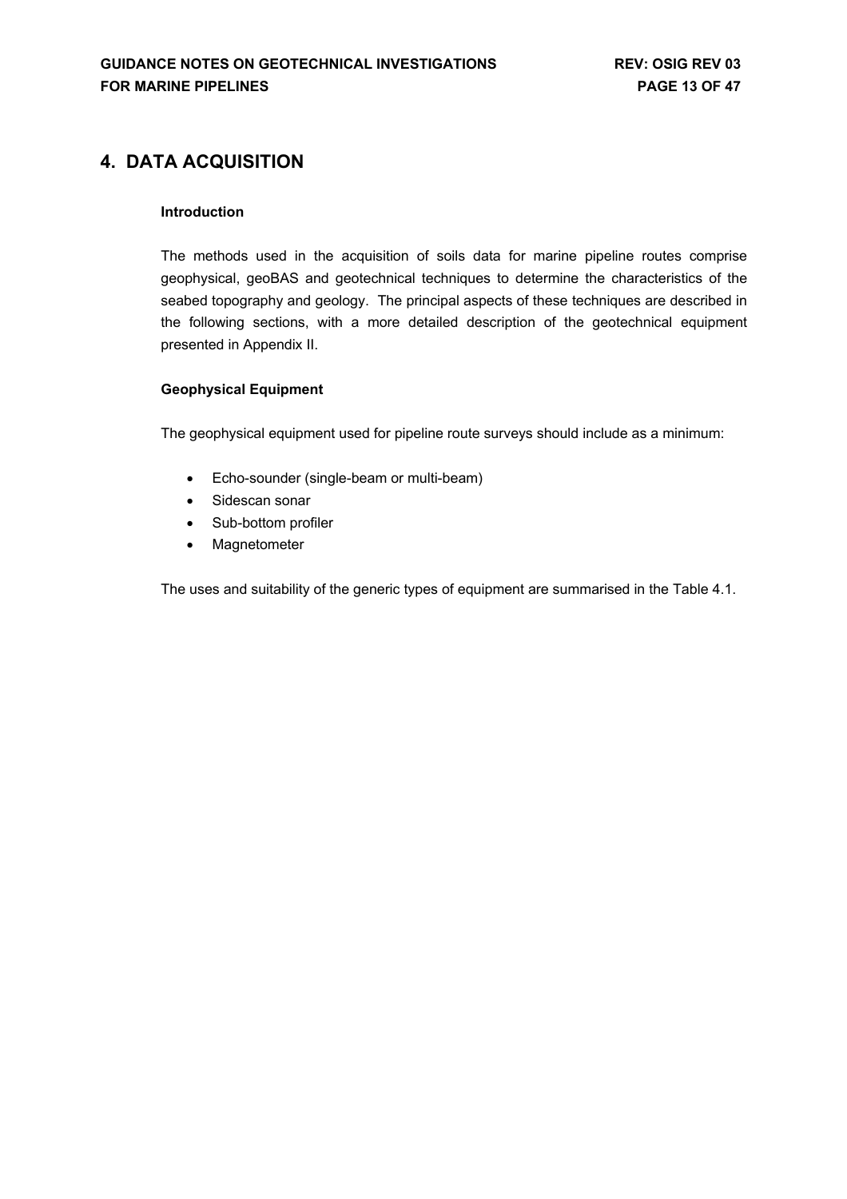# 4. DATA ACQUISITION

### Introduction

The methods used in the acquisition of soils data for marine pipeline routes comprise geophysical, geoBAS and geotechnical techniques to determine the characteristics of the seabed topography and geology. The principal aspects of these techniques are described in the following sections, with a more detailed description of the geotechnical equipment presented in Appendix II.

### Geophysical Equipment

The geophysical equipment used for pipeline route surveys should include as a minimum:

- Echo-sounder (single-beam or multi-beam)
- Sidescan sonar
- Sub-bottom profiler
- Magnetometer

The uses and suitability of the generic types of equipment are summarised in the Table 4.1.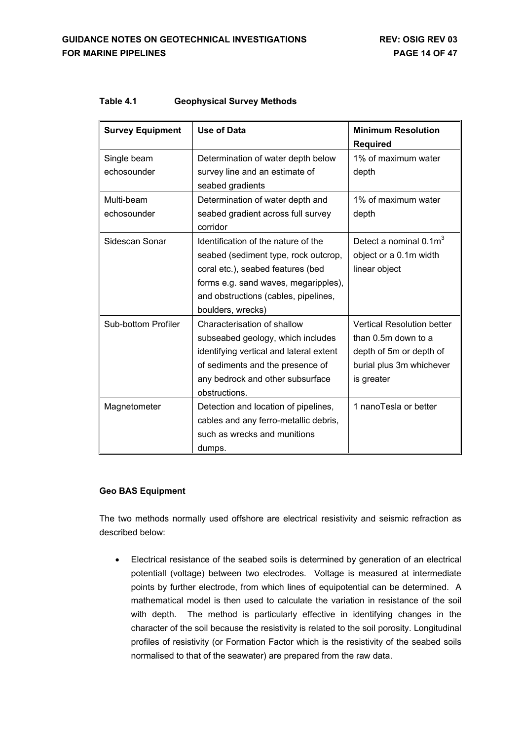**Table 4.1 Geophysical Survey Methods**

| Survey Equipment | Use of Data | Minimum Resolution Required |
|---|---|---|
| Single beam echosounder | Determination of water depth below survey line and an estimate of seabed gradients | 1% of maximum water depth |
| Multi-beam echosounder | Determination of water depth and seabed gradient across full survey corridor | 1% of maximum water depth |
| Sidescan Sonar | Identification of the nature of the seabed (sediment type, rock outcrop, coral etc.), seabed features (bed forms e.g. sand waves, megaripples), and obstructions (cables, pipelines, boulders, wrecks) | Detect a nominal 0.1m$^3$ object or a 0.1m width linear object |
| Sub-bottom Profiler | Characterisation of shallow subseabed geology, which includes identifying vertical and lateral extent of sediments and the presence of any bedrock and other subsurface obstructions. | Vertical Resolution better than 0.5m down to a depth of 5m or depth of burial plus 3m whichever is greater |
| Magnetometer | Detection and location of pipelines, cables and any ferro-metallic debris, such as wrecks and munitions dumps. | 1 nanoTesla or better |

**Geo BAS Equipment**

The two methods normally used offshore are electrical resistivity and seismic refraction as described below:

- Electrical resistance of the seabed soils is determined by generation of an electrical potentiall (voltage) between two electrodes. Voltage is measured at intermediate points by further electrode, from which lines of equipotential can be determined. A mathematical model is then used to calculate the variation in resistance of the soil with depth. The method is particularly effective in identifying changes in the character of the soil because the resistivity is related to the soil porosity. Longitudinal profiles of resistivity (or Formation Factor which is the resistivity of the seabed soils normalised to that of the seawater) are prepared from the raw data.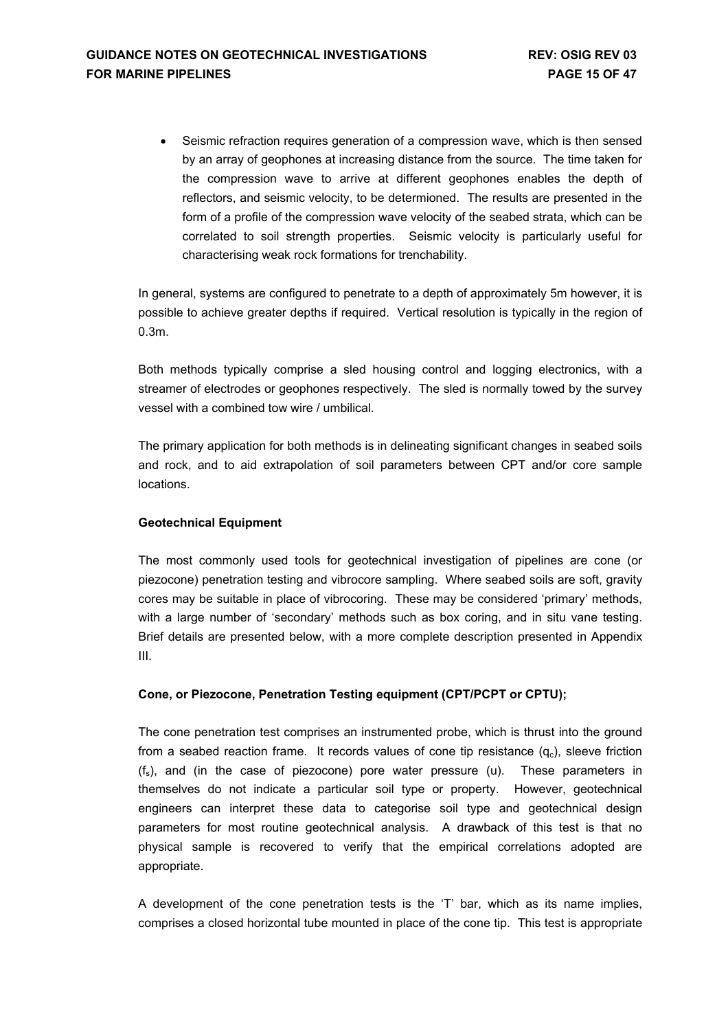- Seismic refraction requires generation of a compression wave, which is then sensed by an array of geophones at increasing distance from the source. The time taken for the compression wave to arrive at different geophones enables the depth of reflectors, and seismic velocity, to be determioned. The results are presented in the form of a profile of the compression wave velocity of the seabed strata, which can be correlated to soil strength properties. Seismic velocity is particularly useful for characterising weak rock formations for trenchability.

In general, systems are configured to penetrate to a depth of approximately 5m however, it is possible to achieve greater depths if required. Vertical resolution is typically in the region of 0.3m.

Both methods typically comprise a sled housing control and logging electronics, with a streamer of electrodes or geophones respectively. The sled is normally towed by the survey vessel with a combined tow wire / umbilical.

The primary application for both methods is in delineating significant changes in seabed soils and rock, and to aid extrapolation of soil parameters between CPT and/or core sample locations.

**Geotechnical Equipment**

The most commonly used tools for geotechnical investigation of pipelines are cone (or piezocone) penetration testing and vibrocore sampling. Where seabed soils are soft, gravity cores may be suitable in place of vibrocoring. These may be considered 'primary' methods, with a large number of 'secondary' methods such as box coring, and in situ vane testing. Brief details are presented below, with a more complete description presented in Appendix III.

**Cone, or Piezocone, Penetration Testing equipment (CPT/PCPT or CPTU);**

The cone penetration test comprises an instrumented probe, which is thrust into the ground from a seabed reaction frame. It records values of cone tip resistance ($q_c$), sleeve friction ($f_s$), and (in the case of piezocone) pore water pressure (u). These parameters in themselves do not indicate a particular soil type or property. However, geotechnical engineers can interpret these data to categorise soil type and geotechnical design parameters for most routine geotechnical analysis. A drawback of this test is that no physical sample is recovered to verify that the empirical correlations adopted are appropriate.

A development of the cone penetration tests is the 'T' bar, which as its name implies, comprises a closed horizontal tube mounted in place of the cone tip. This test is appropriate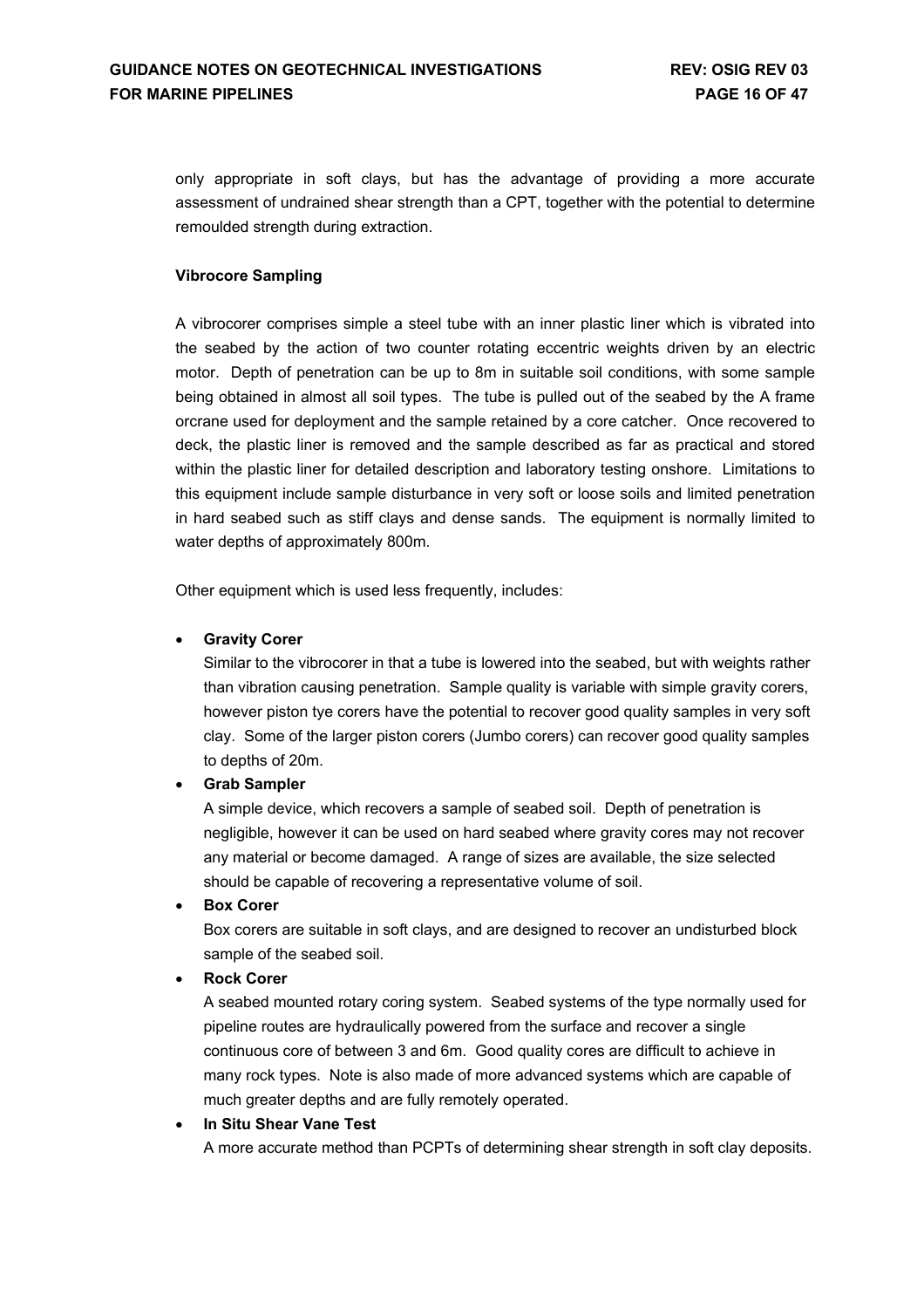only appropriate in soft clays, but has the advantage of providing a more accurate assessment of undrained shear strength than a CPT, together with the potential to determine remoulded strength during extraction.

**Vibrocore Sampling**

A vibrocorer comprises simple a steel tube with an inner plastic liner which is vibrated into the seabed by the action of two counter rotating eccentric weights driven by an electric motor. Depth of penetration can be up to 8m in suitable soil conditions, with some sample being obtained in almost all soil types. The tube is pulled out of the seabed by the A frame orcrane used for deployment and the sample retained by a core catcher. Once recovered to deck, the plastic liner is removed and the sample described as far as practical and stored within the plastic liner for detailed description and laboratory testing onshore. Limitations to this equipment include sample disturbance in very soft or loose soils and limited penetration in hard seabed such as stiff clays and dense sands. The equipment is normally limited to water depths of approximately 800m.

Other equipment which is used less frequently, includes:

- **Gravity Corer**
  Similar to the vibrocorer in that a tube is lowered into the seabed, but with weights rather than vibration causing penetration. Sample quality is variable with simple gravity corers, however piston tye corers have the potential to recover good quality samples in very soft clay. Some of the larger piston corers (Jumbo corers) can recover good quality samples to depths of 20m.
- **Grab Sampler**
  A simple device, which recovers a sample of seabed soil. Depth of penetration is negligible, however it can be used on hard seabed where gravity cores may not recover any material or become damaged. A range of sizes are available, the size selected should be capable of recovering a representative volume of soil.
- **Box Corer**
  Box corers are suitable in soft clays, and are designed to recover an undisturbed block sample of the seabed soil.
- **Rock Corer**
  A seabed mounted rotary coring system. Seabed systems of the type normally used for pipeline routes are hydraulically powered from the surface and recover a single continuous core of between 3 and 6m. Good quality cores are difficult to achieve in many rock types. Note is also made of more advanced systems which are capable of much greater depths and are fully remotely operated.
- **In Situ Shear Vane Test**
  A more accurate method than PCPTs of determining shear strength in soft clay deposits.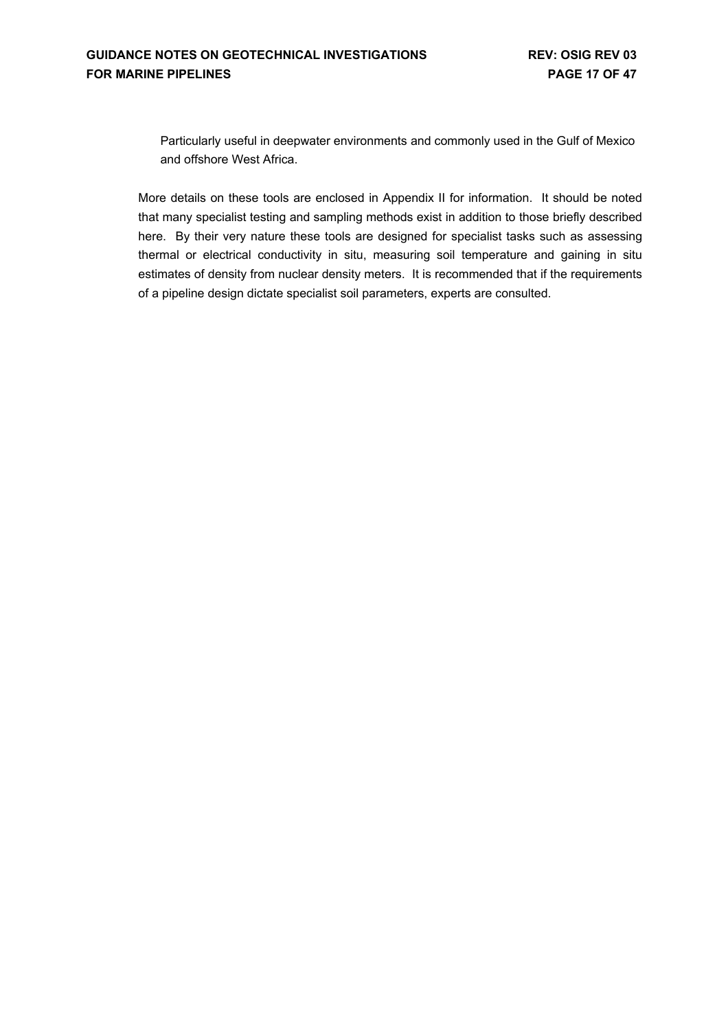Particularly useful in deepwater environments and commonly used in the Gulf of Mexico and offshore West Africa.

More details on these tools are enclosed in Appendix II for information. It should be noted that many specialist testing and sampling methods exist in addition to those briefly described here. By their very nature these tools are designed for specialist tasks such as assessing thermal or electrical conductivity in situ, measuring soil temperature and gaining in situ estimates of density from nuclear density meters. It is recommended that if the requirements of a pipeline design dictate specialist soil parameters, experts are consulted.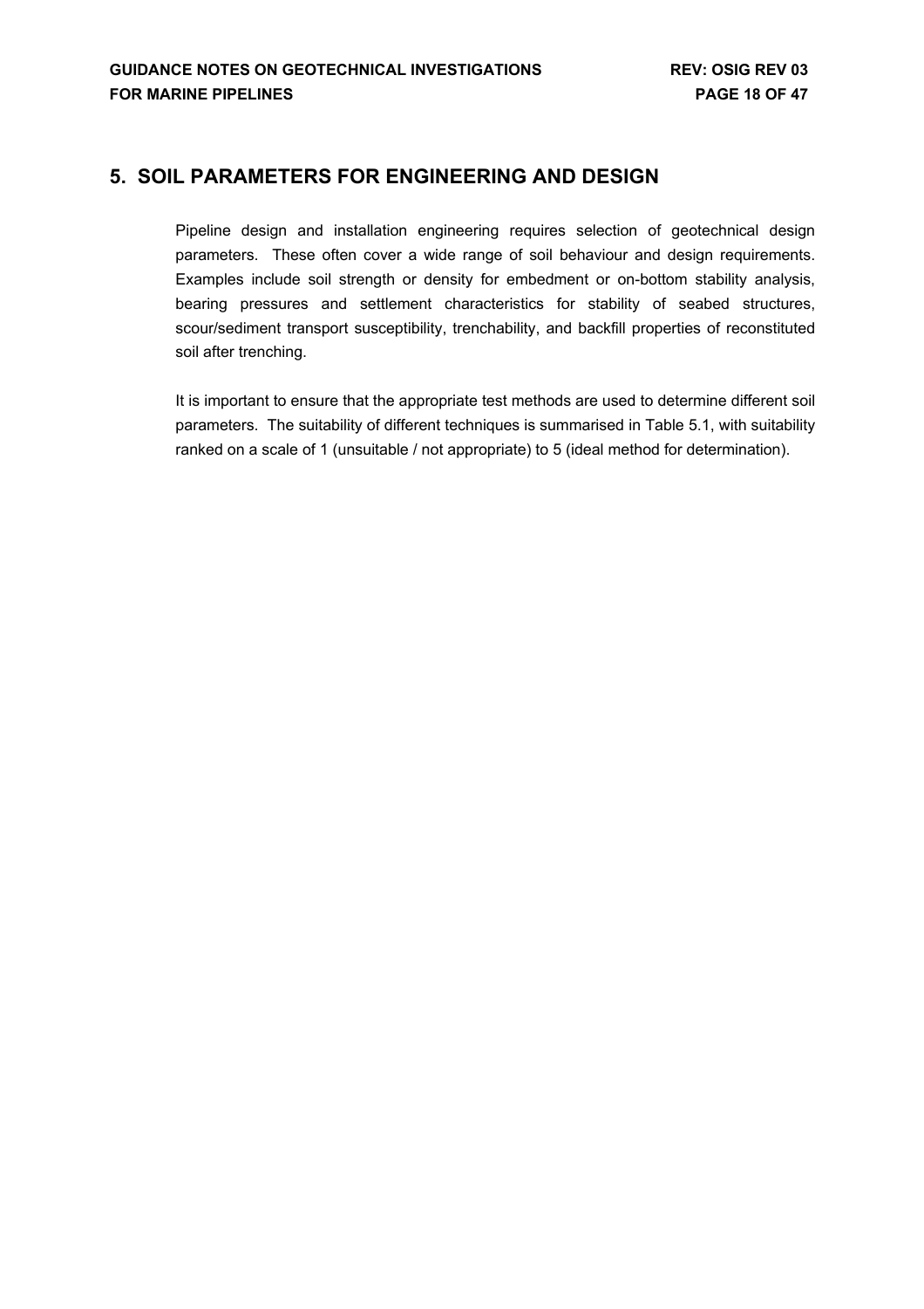# 5. SOIL PARAMETERS FOR ENGINEERING AND DESIGN

Pipeline design and installation engineering requires selection of geotechnical design parameters. These often cover a wide range of soil behaviour and design requirements. Examples include soil strength or density for embedment or on-bottom stability analysis, bearing pressures and settlement characteristics for stability of seabed structures, scour/sediment transport susceptibility, trenchability, and backfill properties of reconstituted soil after trenching.

It is important to ensure that the appropriate test methods are used to determine different soil parameters. The suitability of different techniques is summarised in Table 5.1, with suitability ranked on a scale of 1 (unsuitable / not appropriate) to 5 (ideal method for determination).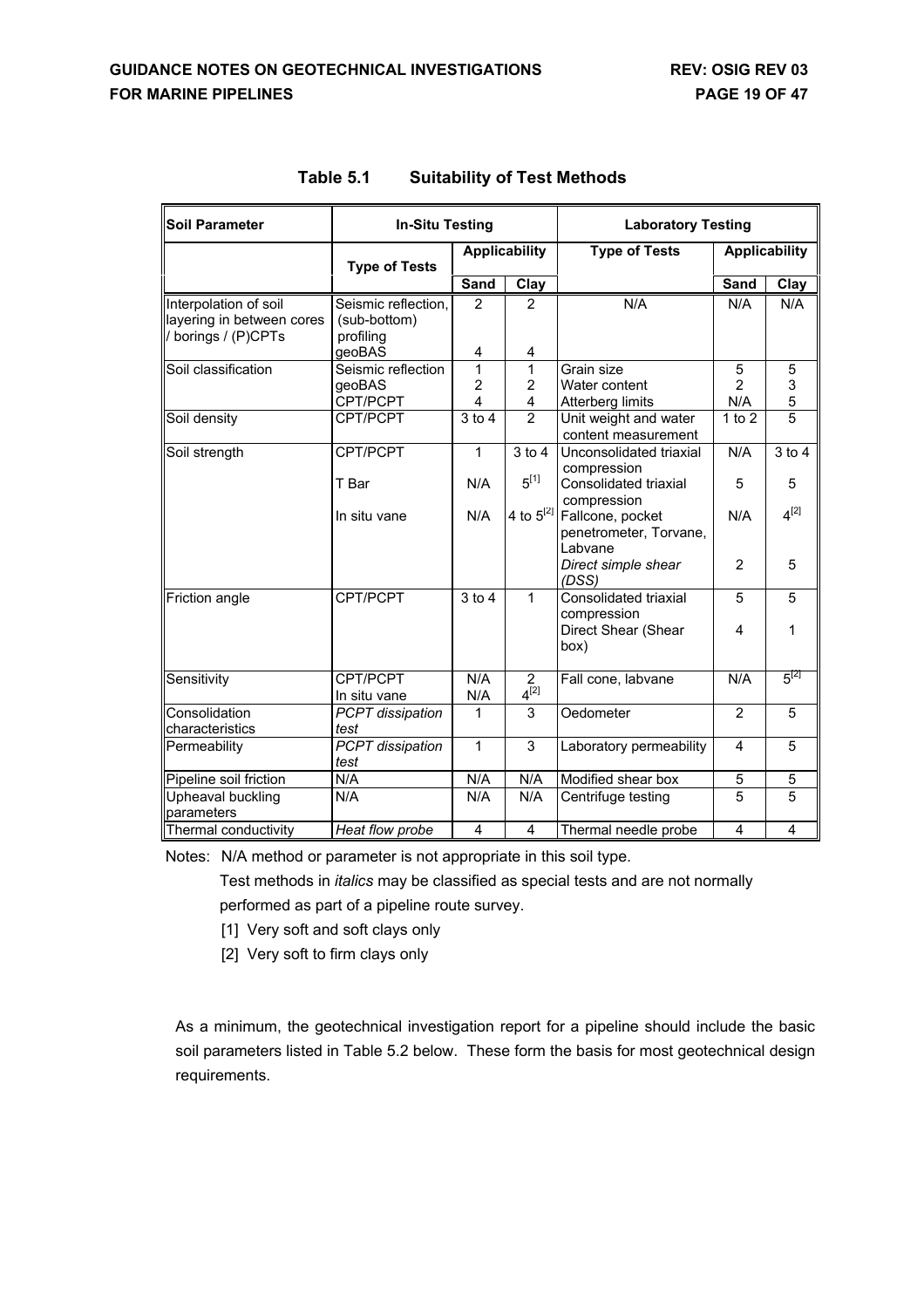**Table 5.1 Suitability of Test Methods**

| Soil Parameter | In-Situ Testing | | | Laboratory Testing | | |
|---|---|---|---|---|---|---|
| | Type of Tests | Applicability | | Type of Tests | Applicability | |
| | | Sand | Clay | | Sand | Clay |
| Interpolation of soil layering in between cores / borings / (P)CPTs | Seismic reflection, (sub-bottom) profiling | 2 | 2 | N/A | N/A | N/A |
| | geoBAS | 4 | 4 | | | |
| Soil classification | Seismic reflection | 1 | 1 | Grain size | 5 | 5 |
| | geoBAS | 2 | 2 | Water content | 2 | 3 |
| | CPT/PCPT | 4 | 4 | Atterberg limits | N/A | 5 |
| Soil density | CPT/PCPT | 3 to 4 | 2 | Unit weight and water content measurement | 1 to 2 | 5 |
| Soil strength | CPT/PCPT | 1 | 3 to 4 | Unconsolidated triaxial compression | N/A | 3 to 4 |
| | T Bar | N/A | 5[1] | Consolidated triaxial compression | 5 | 5 |
| | In situ vane | N/A | 4 to 5[2] | Fallcone, pocket penetrometer, Torvane, Labvane | N/A | 4[2] |
| | | | | *Direct simple shear (DSS)* | 2 | 5 |
| Friction angle | CPT/PCPT | 3 to 4 | 1 | Consolidated triaxial compression | 5 | 5 |
| | | | | Direct Shear (Shear box) | 4 | 1 |
| Sensitivity | CPT/PCPT | N/A | 2 | Fall cone, labvane | N/A | 5[2] |
| | In situ vane | N/A | 4[2] | | | |
| Consolidation characteristics | *PCPT dissipation test* | 1 | 3 | Oedometer | 2 | 5 |
| Permeability | *PCPT dissipation test* | 1 | 3 | Laboratory permeability | 4 | 5 |
| Pipeline soil friction | N/A | N/A | N/A | Modified shear box | 5 | 5 |
| Upheaval buckling parameters | N/A | N/A | N/A | Centrifuge testing | 5 | 5 |
| Thermal conductivity | *Heat flow probe* | 4 | 4 | Thermal needle probe | 4 | 4 |

Notes: N/A method or parameter is not appropriate in this soil type.

Test methods in *italics* may be classified as special tests and are not normally performed as part of a pipeline route survey.

[1] Very soft and soft clays only

[2] Very soft to firm clays only

As a minimum, the geotechnical investigation report for a pipeline should include the basic soil parameters listed in Table 5.2 below. These form the basis for most geotechnical design requirements.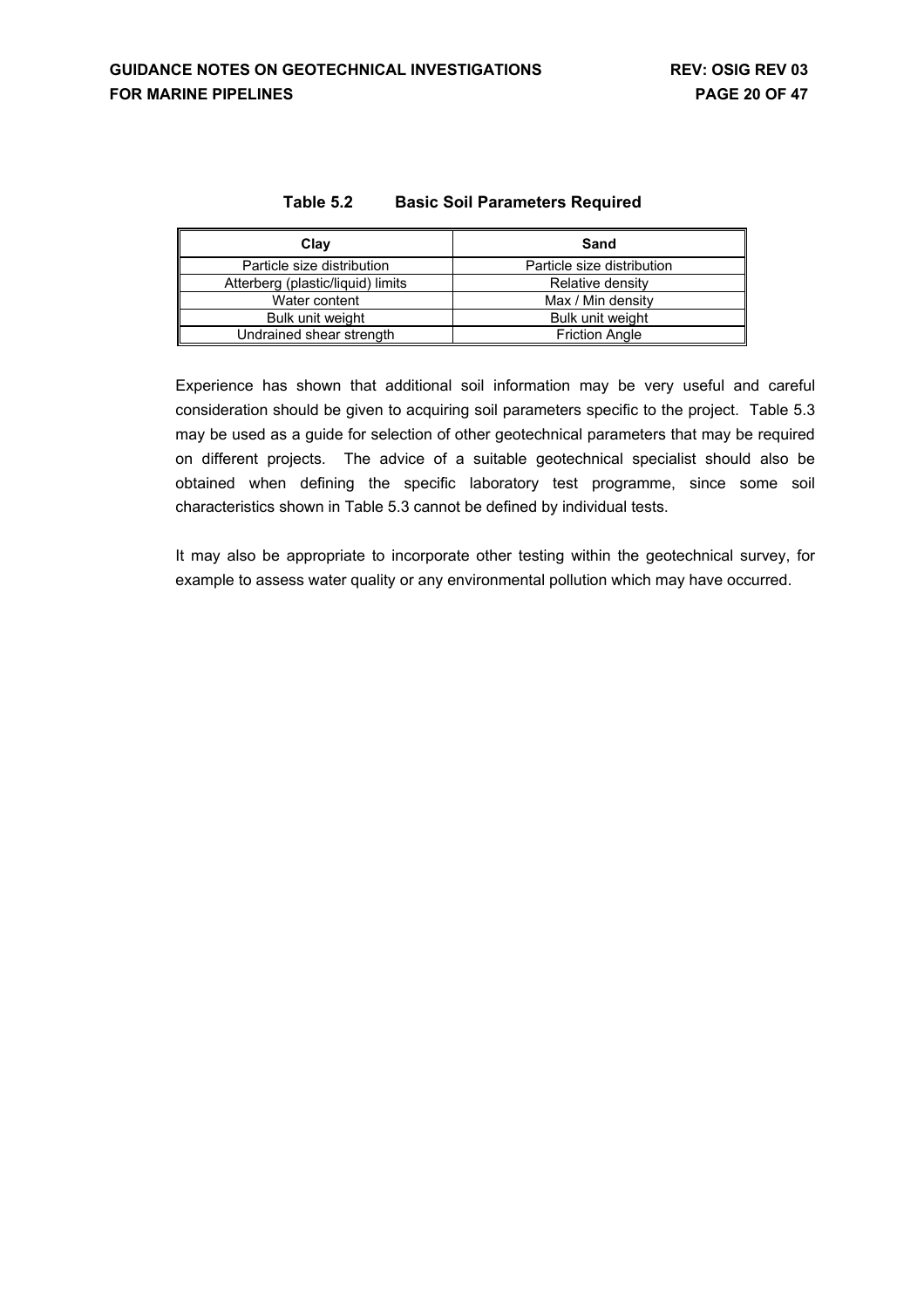**Table 5.2 Basic Soil Parameters Required**

| Clay | Sand |
|---|---|
| Particle size distribution | Particle size distribution |
| Atterberg (plastic/liquid) limits | Relative density |
| Water content | Max / Min density |
| Bulk unit weight | Bulk unit weight |
| Undrained shear strength | Friction Angle |

Experience has shown that additional soil information may be very useful and careful consideration should be given to acquiring soil parameters specific to the project. Table 5.3 may be used as a guide for selection of other geotechnical parameters that may be required on different projects. The advice of a suitable geotechnical specialist should also be obtained when defining the specific laboratory test programme, since some soil characteristics shown in Table 5.3 cannot be defined by individual tests.

It may also be appropriate to incorporate other testing within the geotechnical survey, for example to assess water quality or any environmental pollution which may have occurred.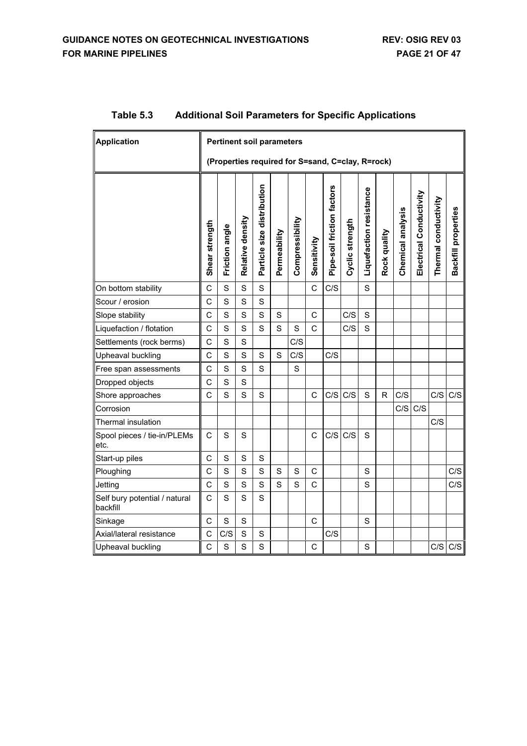**Table 5.3 Additional Soil Parameters for Specific Applications**

| Application | Pertinent soil parameters (Properties required for S=sand, C=clay, R=rock) | | | | | | | | | | | | | | |
|---|---|---|---|---|---|---|---|---|---|---|---|---|---|---|---|
| | Shear strength | Friction angle | Relative density | Particle size distribution | Permeability | Compressibility | Sensitivity | Pipe-soil friction factors | Cyclic strength | Liquefaction resistance | Rock quality | Chemical analysis | Electrical Conductivity | Thermal conductivity | Backfill properties |
| On bottom stability | C | S | S | S | | | C | C/S | | S | | | | | |
| Scour / erosion | C | S | S | S | | | | | | | | | | | |
| Slope stability | C | S | S | S | S | | C | | C/S | S | | | | | |
| Liquefaction / flotation | C | S | S | S | S | S | C | | C/S | S | | | | | |
| Settlements (rock berms) | C | S | S | | | C/S | | | | | | | | | |
| Upheaval buckling | C | S | S | S | S | C/S | | C/S | | | | | | | |
| Free span assessments | C | S | S | S | | S | | | | | | | | | |
| Dropped objects | C | S | S | | | | | | | | | | | | |
| Shore approaches | C | S | S | S | | | C | C/S | C/S | S | R | C/S | | C/S | C/S |
| Corrosion | | | | | | | | | | | | C/S | C/S | | |
| Thermal insulation | | | | | | | | | | | | | | C/S | |
| Spool pieces / tie-in/PLEMs etc. | C | S | S | | | | C | C/S | C/S | S | | | | | |
| Start-up piles | C | S | S | S | | | | | | | | | | | |
| Ploughing | C | S | S | S | S | S | C | | | S | | | | | C/S |
| Jetting | C | S | S | S | S | S | C | | | S | | | | | C/S |
| Self bury potential / natural backfill | C | S | S | S | | | | | | | | | | | |
| Sinkage | C | S | S | | | | C | | | S | | | | | |
| Axial/lateral resistance | C | C/S | S | S | | | | C/S | | | | | | | |
| Upheaval buckling | C | S | S | S | | | C | | | S | | | | C/S | C/S |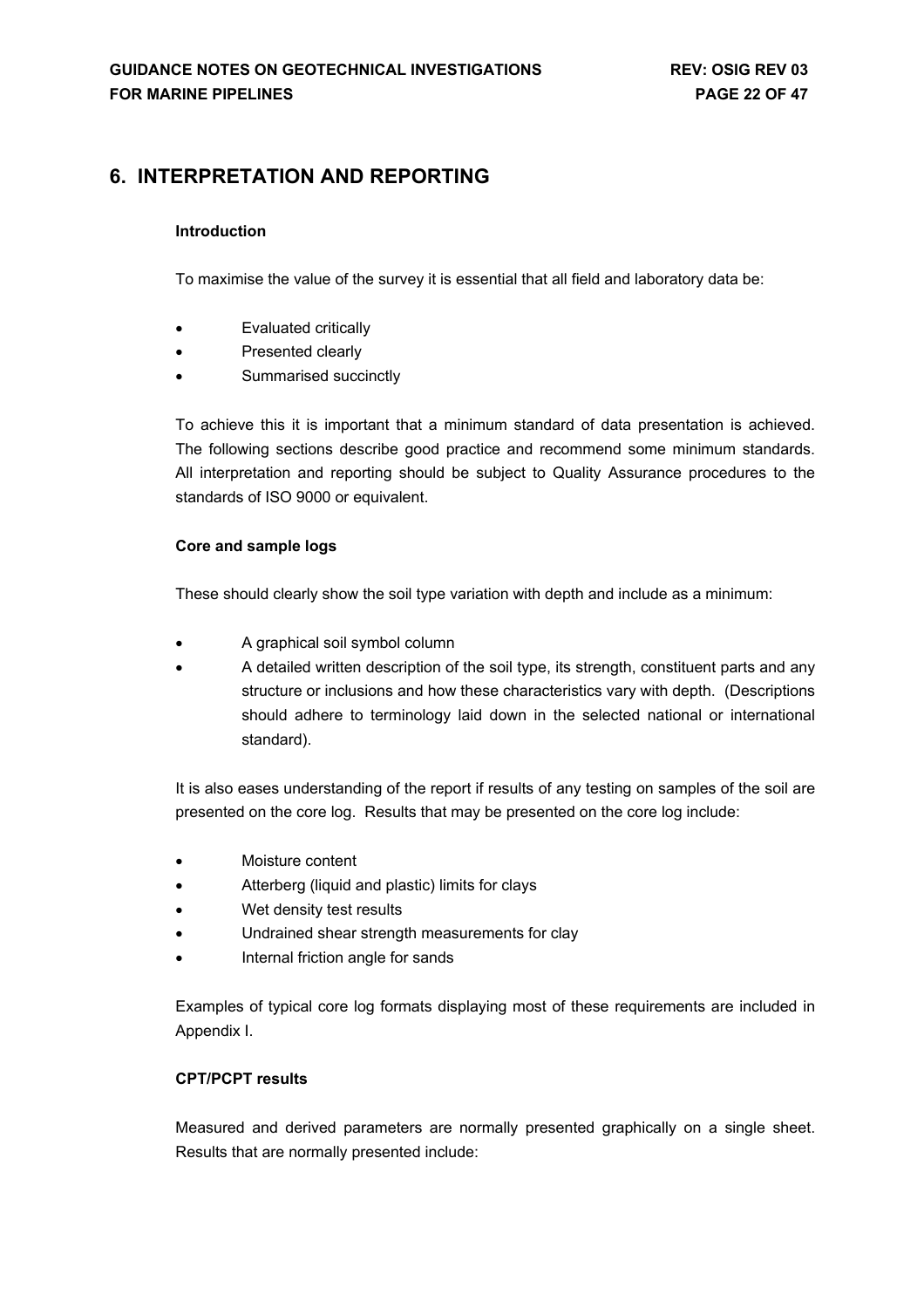# 6. INTERPRETATION AND REPORTING

### Introduction

To maximise the value of the survey it is essential that all field and laboratory data be:

- Evaluated critically
- Presented clearly
- Summarised succinctly

To achieve this it is important that a minimum standard of data presentation is achieved. The following sections describe good practice and recommend some minimum standards. All interpretation and reporting should be subject to Quality Assurance procedures to the standards of ISO 9000 or equivalent.

### Core and sample logs

These should clearly show the soil type variation with depth and include as a minimum:

- A graphical soil symbol column
- A detailed written description of the soil type, its strength, constituent parts and any structure or inclusions and how these characteristics vary with depth. (Descriptions should adhere to terminology laid down in the selected national or international standard).

It is also eases understanding of the report if results of any testing on samples of the soil are presented on the core log. Results that may be presented on the core log include:

- Moisture content
- Atterberg (liquid and plastic) limits for clays
- Wet density test results
- Undrained shear strength measurements for clay
- Internal friction angle for sands

Examples of typical core log formats displaying most of these requirements are included in Appendix I.

### CPT/PCPT results

Measured and derived parameters are normally presented graphically on a single sheet. Results that are normally presented include: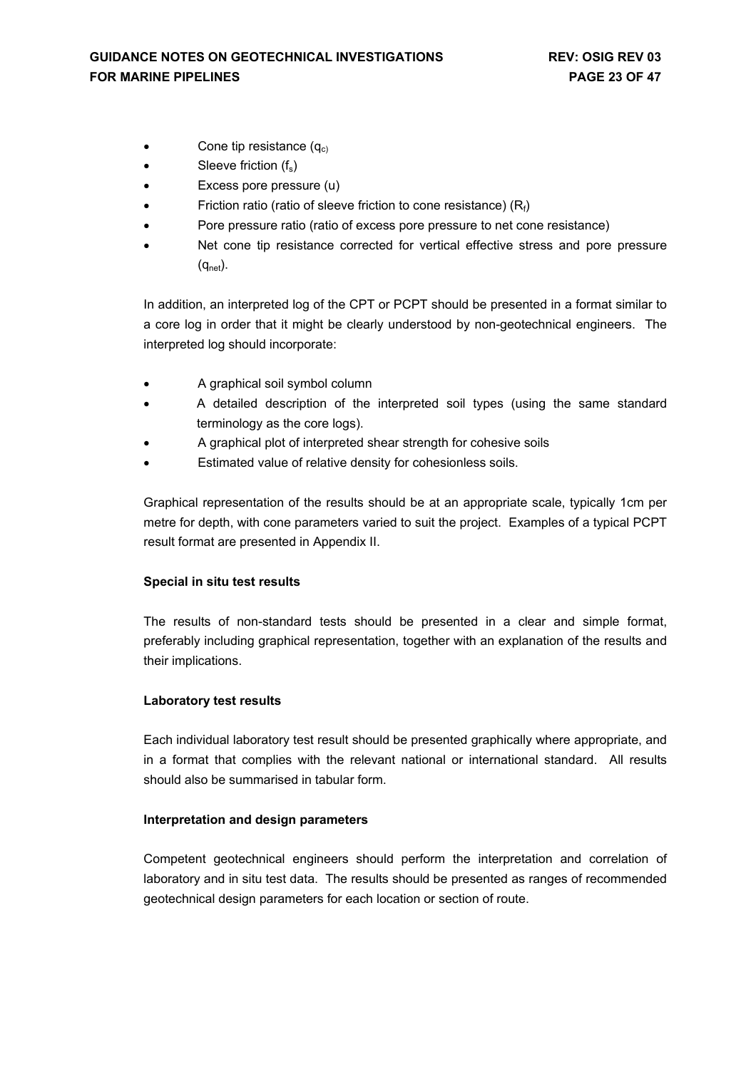- Cone tip resistance ($q_c$)
- Sleeve friction ($f_s$)
- Excess pore pressure (u)
- Friction ratio (ratio of sleeve friction to cone resistance) ($R_f$)
- Pore pressure ratio (ratio of excess pore pressure to net cone resistance)
- Net cone tip resistance corrected for vertical effective stress and pore pressure ($q_{net}$).

In addition, an interpreted log of the CPT or PCPT should be presented in a format similar to a core log in order that it might be clearly understood by non-geotechnical engineers. The interpreted log should incorporate:

- A graphical soil symbol column
- A detailed description of the interpreted soil types (using the same standard terminology as the core logs).
- A graphical plot of interpreted shear strength for cohesive soils
- Estimated value of relative density for cohesionless soils.

Graphical representation of the results should be at an appropriate scale, typically 1cm per metre for depth, with cone parameters varied to suit the project. Examples of a typical PCPT result format are presented in Appendix II.

**Special in situ test results**

The results of non-standard tests should be presented in a clear and simple format, preferably including graphical representation, together with an explanation of the results and their implications.

**Laboratory test results**

Each individual laboratory test result should be presented graphically where appropriate, and in a format that complies with the relevant national or international standard. All results should also be summarised in tabular form.

**Interpretation and design parameters**

Competent geotechnical engineers should perform the interpretation and correlation of laboratory and in situ test data. The results should be presented as ranges of recommended geotechnical design parameters for each location or section of route.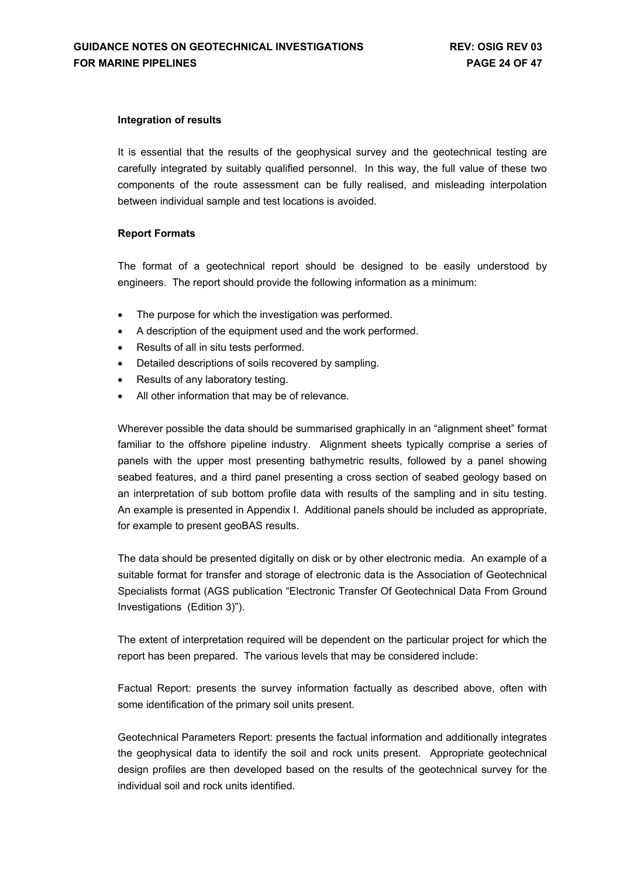**Integration of results**

It is essential that the results of the geophysical survey and the geotechnical testing are carefully integrated by suitably qualified personnel. In this way, the full value of these two components of the route assessment can be fully realised, and misleading interpolation between individual sample and test locations is avoided.

**Report Formats**

The format of a geotechnical report should be designed to be easily understood by engineers. The report should provide the following information as a minimum:

- The purpose for which the investigation was performed.
- A description of the equipment used and the work performed.
- Results of all in situ tests performed.
- Detailed descriptions of soils recovered by sampling.
- Results of any laboratory testing.
- All other information that may be of relevance.

Wherever possible the data should be summarised graphically in an "alignment sheet" format familiar to the offshore pipeline industry. Alignment sheets typically comprise a series of panels with the upper most presenting bathymetric results, followed by a panel showing seabed features, and a third panel presenting a cross section of seabed geology based on an interpretation of sub bottom profile data with results of the sampling and in situ testing. An example is presented in Appendix I. Additional panels should be included as appropriate, for example to present geoBAS results.

The data should be presented digitally on disk or by other electronic media. An example of a suitable format for transfer and storage of electronic data is the Association of Geotechnical Specialists format (AGS publication "Electronic Transfer Of Geotechnical Data From Ground Investigations (Edition 3)").

The extent of interpretation required will be dependent on the particular project for which the report has been prepared. The various levels that may be considered include:

Factual Report: presents the survey information factually as described above, often with some identification of the primary soil units present.

Geotechnical Parameters Report: presents the factual information and additionally integrates the geophysical data to identify the soil and rock units present. Appropriate geotechnical design profiles are then developed based on the results of the geotechnical survey for the individual soil and rock units identified.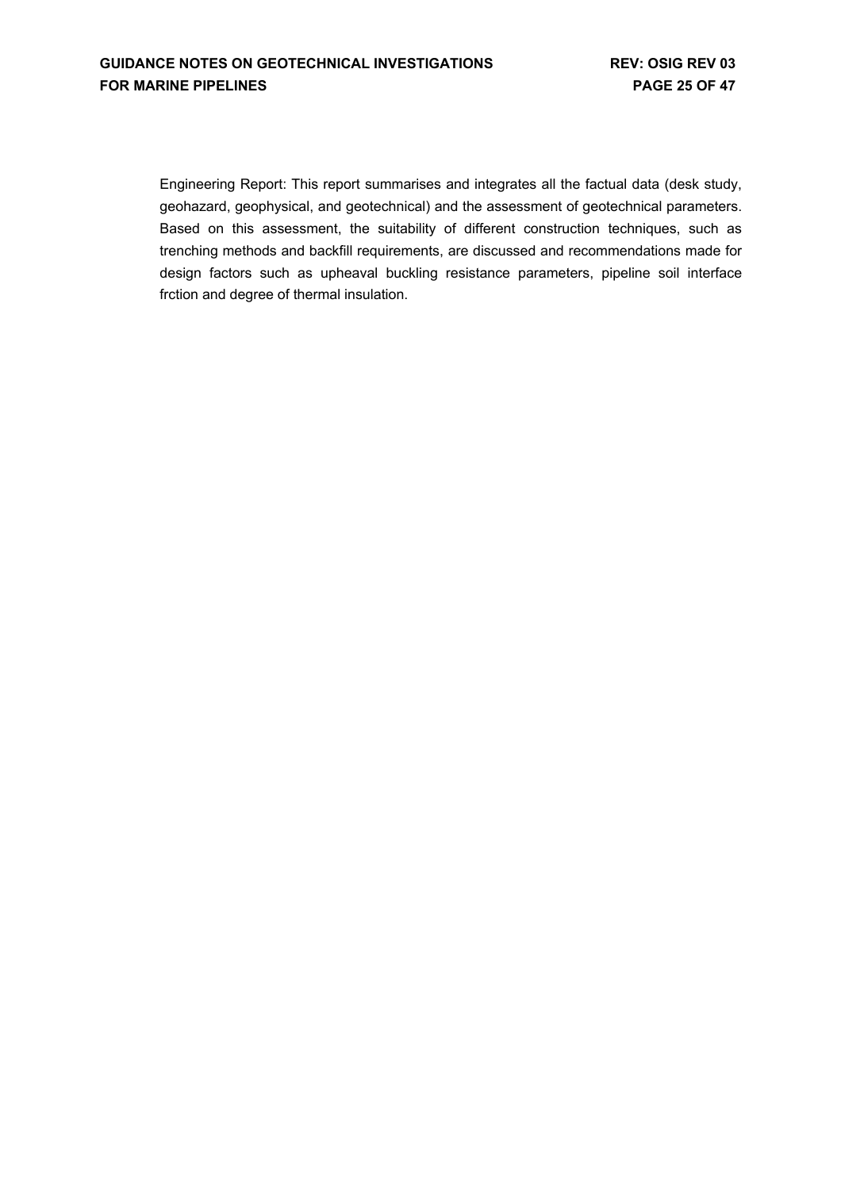Engineering Report: This report summarises and integrates all the factual data (desk study, geohazard, geophysical, and geotechnical) and the assessment of geotechnical parameters. Based on this assessment, the suitability of different construction techniques, such as trenching methods and backfill requirements, are discussed and recommendations made for design factors such as upheaval buckling resistance parameters, pipeline soil interface frction and degree of thermal insulation.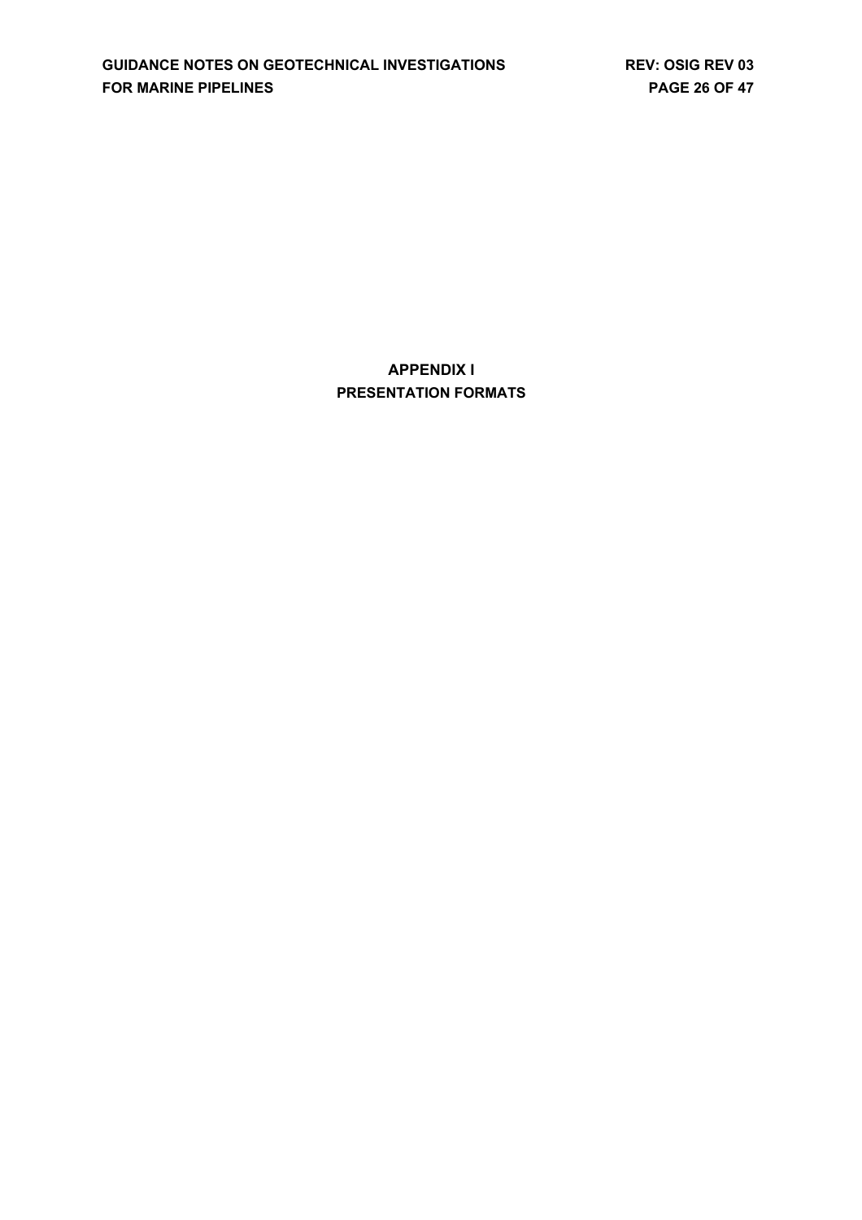# APPENDIX I
# PRESENTATION FORMATS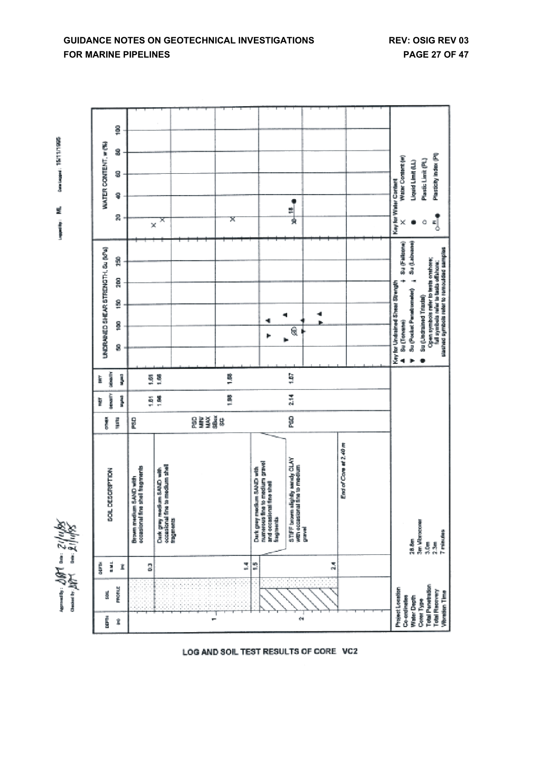Approved By: DM  Date: 21/11/95
Checked By: DM  Date: 21/11/95

Logged By: ML  Date Logged: 15/11/1995

| DEPTH (m) | SOIL PROFILE | DEPTH B.S.L. (m) | SOIL DESCRIPTION | OTHER TESTS | WET DENSITY Mg/m3 | DRY DENSITY Mg/m3 |
|---|---|---|---|---|---|---|
| | | 0.3 | Brown medium SAND with occasional fine shell fragments | PSD | 1.81 / 1.86 | 1.61 / 1.66 |
| 1 | | 1.4 | Dark grey medium SAND with occasional fine to medium shell fragments | PSD MIN/MAX SBox SG | 1.98 | 1.68 |
| | | 1.5 | Dark grey medium SAND with numerous fine to medium gravel and occasional fine shell fragments | | | |
| 2 | | 2.4 | STIFF brown slightly sandy CLAY with occasional fine to medium gravel | PSD | 2.14 | 1.67 |
| | | | End of Core at 2.40 m | | | |

UNDRAINED SHEAR STRENGTH, Su (kPa): 50, 100, 150, 200, 250

WATER CONTENT, w (%): 20, 40, 60, 80, 100 (PI = 18)

| | |
|---|---|
| Project Location | |
| Co-ordinates | |
| Water Depth | 38.8m |
| Corer Type | 3m Vibrocorer |
| Total Penetration | 3.0m |
| Total Recovery | 2.3m |
| Vibration Time | 7 minutes |

Key for Undrained Shear Strength
- ▲ Su (Torvane)  ⌖ Su (Fallcone)
- ▼ Su (Pocket Penetrometer)  ⍊ Su (Labvane)
- ● Su (Undrained Triaxial)

Open symbols refer to tests onshore; full symbols refer to tests offshore; slashed symbols refer to remoulded samples

Key for Water Content
- × Water Content (w)
- ● Liquid Limit (LL)
- ○ Plastic Limit (PL)
- ○—● Plasticity Index (PI)

LOG AND SOIL TEST RESULTS OF CORE VC2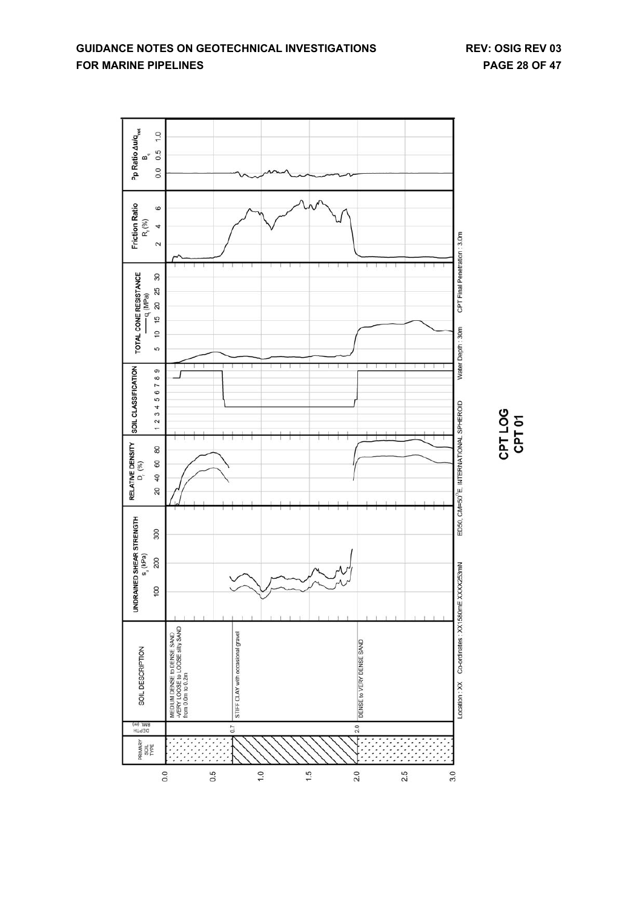| PRIMARY SOIL TYPE | DEPTH BML (m) | SOIL DESCRIPTION |
| --- | --- | --- |
| Sand | 0.0 – 0.7 | MEDIUM DENSE to DENSE SAND -VERY LOOSE to LOOSE silty SAND from 0.0m to 0.2m |
| Clay | 0.7 – 2.0 | STIFF CLAY with occasional gravel |
| Sand | 2.0 – 3.0 | DENSE to VERY DENSE SAND |

Plotted parameters: UNDRAINED SHEAR STRENGTH $s_u$ (kPa); RELATIVE DENSITY $D_r$ (%); SOIL CLASSIFICATION; TOTAL CONE RESISTANCE $q_t$ (MPa); Friction Ratio $R_f$ (%); Pp Ratio $\Delta u/q_{net}$ $B_q$

Location : XX Co-ordinates : XX1580mE XXXX253mN ED50, CM=50°E, INTERNATIONAL SPHEROID Water Depth : 30m CPT Final Penetration : 3.0m

**CPT LOG**
**CPT 01**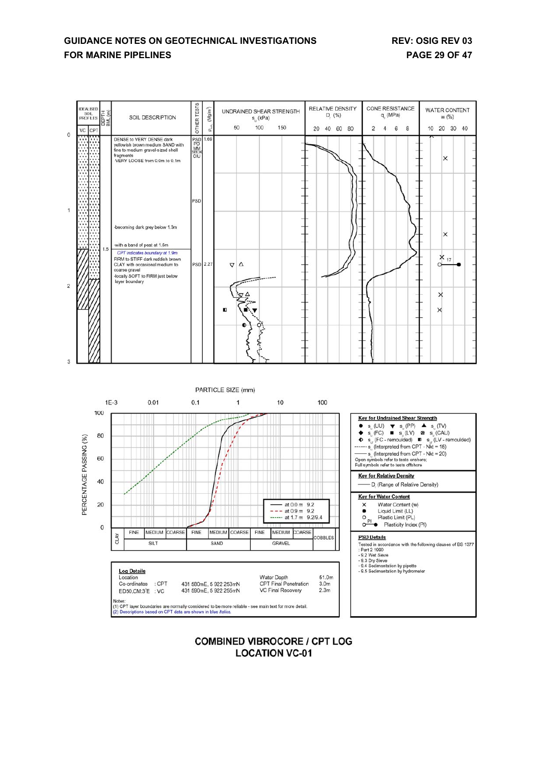| IDEALISED SOIL PROFILES (VC / CPT) | DEPTH BML (m) | SOIL DESCRIPTION | OTHER TESTS | $\rho_{bulk}$ (Mg/m³) |
|---|---|---|---|---|
| | 0 | DENSE to VERY DENSE dark yellowish brown medium SAND with fine to medium gravel-sized shell fragments<br>-VERY LOOSE from 0.0m to 0.1m | PSD PD MM SBOX CIU | 1.69 |
| | 1 | -becoming dark grey below 1.3m | PSD | |
| | 1.5 | -with a band of peat at 1.5m | | |
| | | *CPT indicates boundary at 1.9m*<br>FIRM to STIFF dark reddish brown CLAY with occasional medium to coarse gravel<br>-locally SOFT to FIRM just below layer boundary | PSD | 2.27 |

UNDRAINED SHEAR STRENGTH $s_u$ (kPa): 50, 100, 150

RELATIVE DENSITY $D_r$ (%): 20, 40, 60, 80

CONE RESISTANCE $q_c$ (MPa): 2, 4, 6, 8

WATER CONTENT w (%): 10, 20, 30, 40

PARTICLE SIZE (mm): 1E-3, 0.01, 0.1, 1, 10, 100

PERCENTAGE PASSING (%): 0, 20, 40, 60, 80, 100

| CLAY | SILT (FINE, MEDIUM, COARSE) | SAND (FINE, MEDIUM, COARSE) | GRAVEL (FINE, MEDIUM, COARSE) | COBBLES |
|---|---|---|---|---|

- at 0.0 m 9.2
- at 0.9 m 9.2
- at 1.7 m 9.2/9.4

**Key for Undrained Shear Strength**

- ● $s_u$ (UU) ▼ $s_u$ (PP) ▲ $s_u$ (TV)
- ◆ $s_u$ (FC) ■ $s_u$ (LV) ⊠ $s_u$ (CAU)
- ◐ $s_{ur}$ (FC - remoulded) ◧ $s_{ur}$ (LV - remoulded)
- ------ $s_u$ (Interpreted from CPT - Nkt = 15)
- —— $s_u$ (Interpreted from CPT - Nkt = 20)

Open symbols refer to tests onshore;
Full symbols refer to tests offshore

**Key for Relative Density**

—— $D_r$ (Range of Relative Density)

**Key for Water Content**

- × Water Content (w)
- ● Liquid Limit (LL)
- ○ Plastic Limit (PL)
- ○—● Plasticity Index (PI)

**PSD Details**

Tested in accordance with the following clauses of BS 1377 : Part 2 1990
- 9.2 Wet Sieve
- 9.3 Dry Sieve
- 9.4 Sedimentation by pipette
- 9.5 Sedimentation by hydrometer

**Log Details**

| Location | | | | |
|---|---|---|---|---|
| Co-ordinates | : CPT | 431 580mE, 5 922 253mN | Water Depth | 51.0m |
| ED50,CM:3°E | : VC | 431 590mE, 5 922 255mN | CPT Final Penetration | 3.0m |
| | | | VC Final Recovery | 2.3m |

Notes:
(1) CPT layer boundaries are normally considered to be more reliable - see main text for more detail.
(2) Descriptions based on CPT data are shown in blue *italics*.

**COMBINED VIBROCORE / CPT LOG**
**LOCATION VC-01**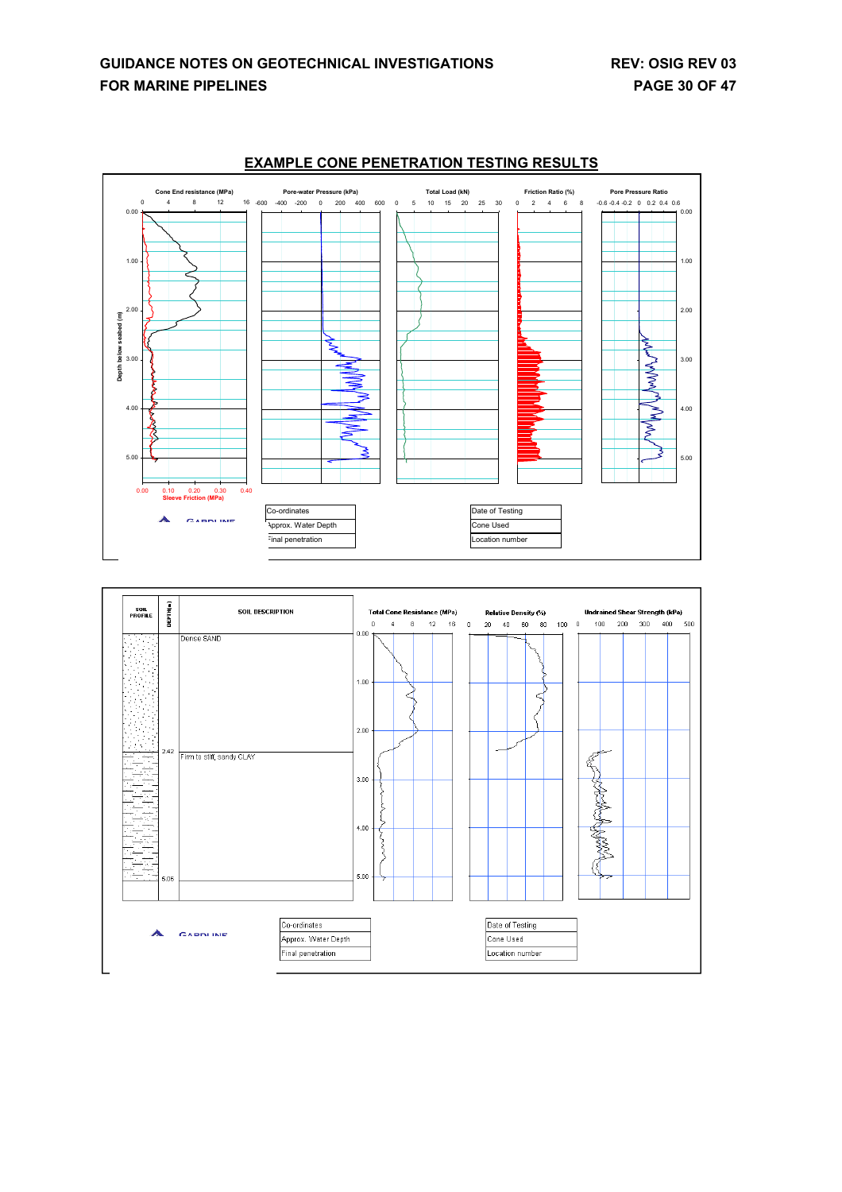## EXAMPLE CONE PENETRATION TESTING RESULTS

Cone End resistance (MPa)

0 4 8 12 16

Pore-water Pressure (kPa)

-600 -400 -200 0 200 400 600

Total Load (kN)

0 5 10 15 20 25 30

Friction Ratio (%)

0 2 4 6 8

Pore Pressure Ratio

-0.6 -0.4 -0.2 0 0.2 0.4 0.6

Depth below seabed (m)

0.00 1.00 2.00 3.00 4.00 5.00

0.00 0.10 0.20 0.30 0.40

Sleeve Friction (MPa)

| Co-ordinates | Date of Testing |
|---|---|
| Approx. Water Depth | Cone Used |
| Final penetration | Location number |

| SOIL PROFILE | DEPTH (m) | SOIL DESCRIPTION |
|---|---|---|
| | | Dense SAND |
| | 2.42 | Firm to stiff, sandy CLAY |
| | 5.05 | |

Total Cone Resistance (MPa)

0 4 8 12 16

Relative Density (%)

0 20 40 60 80 100

Undrained Shear Strength (kPa)

0 100 200 300 400 500

0.00 1.00 2.00 3.00 4.00 5.00

| Co-ordinates | Date of Testing |
|---|---|
| Approx. Water Depth | Cone Used |
| Final penetration | Location number |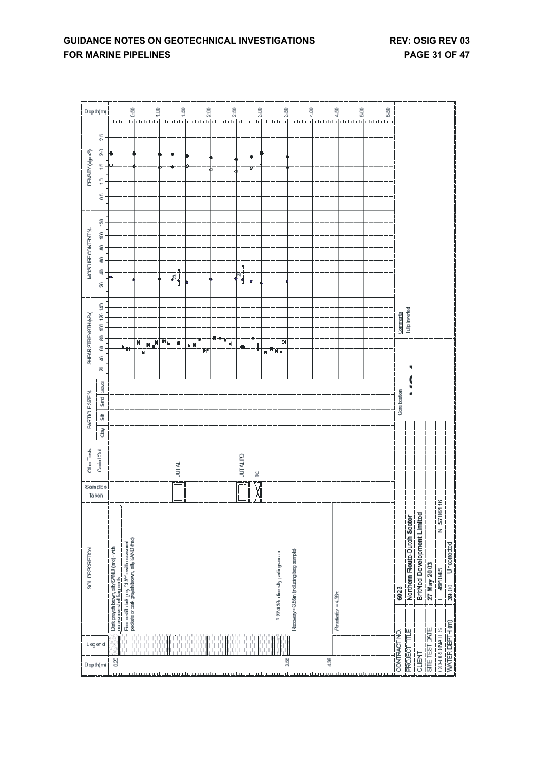| Depth (m) | Legend | SOIL DESCRIPTION | Samples taken | Other Tests Carried Out | PARTICLE SIZE % (Clay / Silt / Sand / Gravel) | SHEAR STRENGTH (kPa) | MOISTURE CONTENT % | DENSITY (Mg/m³) |
|---|---|---|---|---|---|---|---|---|
| 0.00 | | Dark greyish brown, silty SAND (fmc) - with occasional shell fragments | | | | | | |
| 0.20 | | Firm to stiff dark grey CLAY - with occasional pockets of dark greyish brown, silty SAND (fmc) | | | | | | |
| 1.35 | | | | UUT AL | | | | |
| 2.60 | | | | UUT AL PD | | | | |
| 2.80 | | | | TC | | | | |
| 3.27 | | 3.27-3.38m fine silty partings occur | | | | | | |
| 3.58 | | Recovery = 3.58m (including bag sample) | | | | | | |
| 4.38 | | Penetration = 4.38m | | | | | | |

| | |
|---|---|
| CONTRACT NO. | 6023 |
| PROJECT TITLE | Northern Route-Dutch Sector |
| CLIENT | BritNed Development Limited |
| SITE TEST DATE | 27 May 2003 |
| CO-ORDINATES | E 491045 N 5786136 |
| WATER DEPTH (m) | 39.00 Uncorrected |

Core location: VC 1

Comments: Tube inverted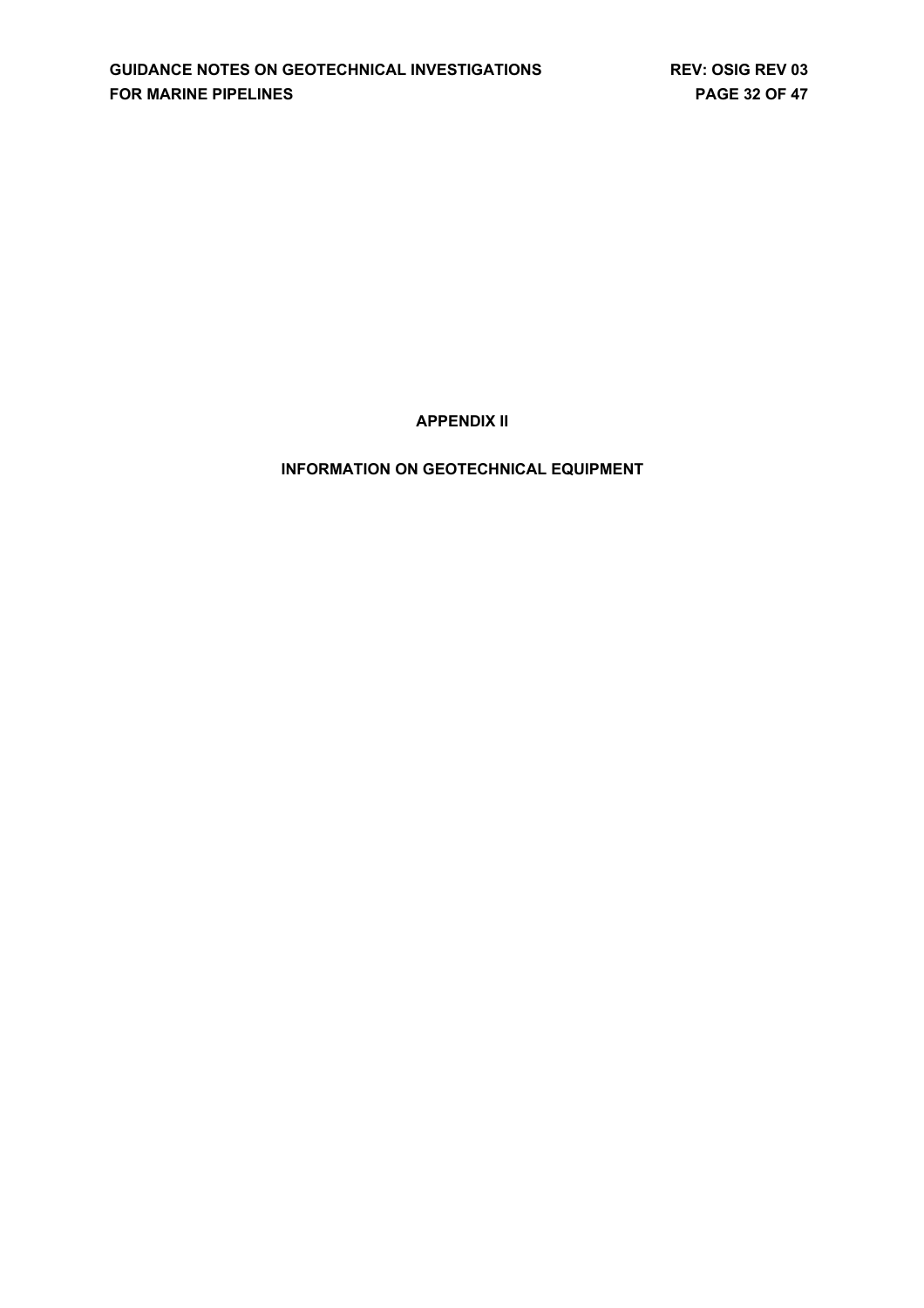# APPENDIX II

## INFORMATION ON GEOTECHNICAL EQUIPMENT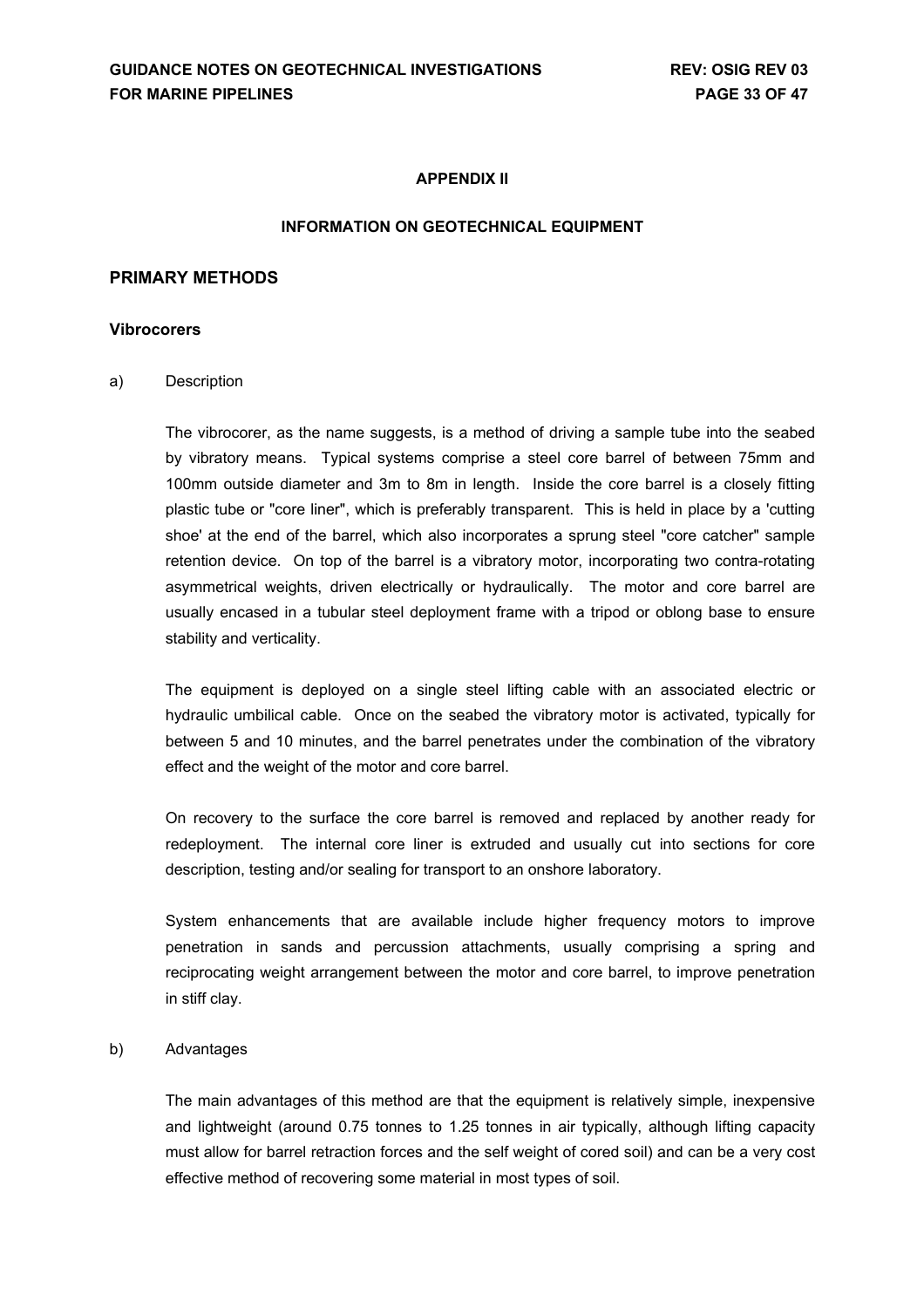## APPENDIX II

### INFORMATION ON GEOTECHNICAL EQUIPMENT

## PRIMARY METHODS

### Vibrocorers

a) Description

The vibrocorer, as the name suggests, is a method of driving a sample tube into the seabed by vibratory means. Typical systems comprise a steel core barrel of between 75mm and 100mm outside diameter and 3m to 8m in length. Inside the core barrel is a closely fitting plastic tube or "core liner", which is preferably transparent. This is held in place by a 'cutting shoe' at the end of the barrel, which also incorporates a sprung steel "core catcher" sample retention device. On top of the barrel is a vibratory motor, incorporating two contra-rotating asymmetrical weights, driven electrically or hydraulically. The motor and core barrel are usually encased in a tubular steel deployment frame with a tripod or oblong base to ensure stability and verticality.

The equipment is deployed on a single steel lifting cable with an associated electric or hydraulic umbilical cable. Once on the seabed the vibratory motor is activated, typically for between 5 and 10 minutes, and the barrel penetrates under the combination of the vibratory effect and the weight of the motor and core barrel.

On recovery to the surface the core barrel is removed and replaced by another ready for redeployment. The internal core liner is extruded and usually cut into sections for core description, testing and/or sealing for transport to an onshore laboratory.

System enhancements that are available include higher frequency motors to improve penetration in sands and percussion attachments, usually comprising a spring and reciprocating weight arrangement between the motor and core barrel, to improve penetration in stiff clay.

b) Advantages

The main advantages of this method are that the equipment is relatively simple, inexpensive and lightweight (around 0.75 tonnes to 1.25 tonnes in air typically, although lifting capacity must allow for barrel retraction forces and the self weight of cored soil) and can be a very cost effective method of recovering some material in most types of soil.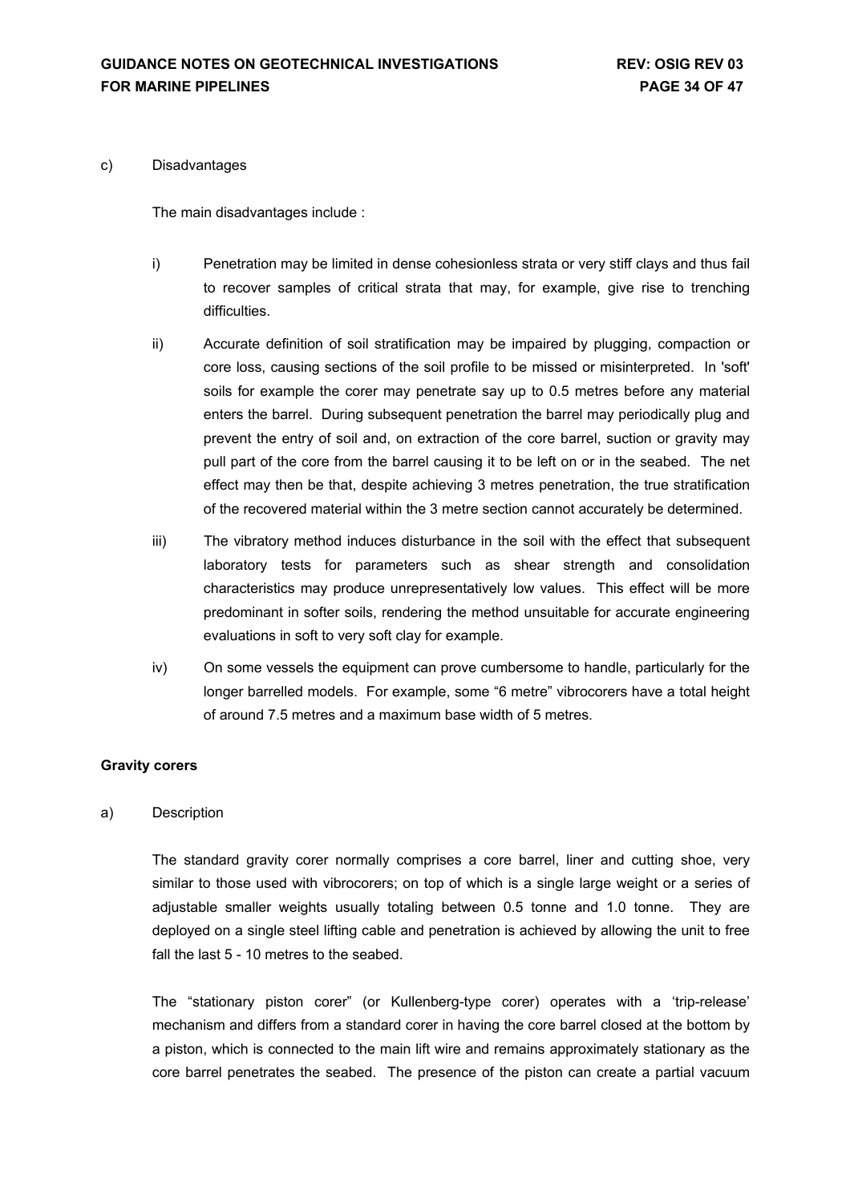c) Disadvantages

The main disadvantages include :

i) Penetration may be limited in dense cohesionless strata or very stiff clays and thus fail to recover samples of critical strata that may, for example, give rise to trenching difficulties.

ii) Accurate definition of soil stratification may be impaired by plugging, compaction or core loss, causing sections of the soil profile to be missed or misinterpreted. In 'soft' soils for example the corer may penetrate say up to 0.5 metres before any material enters the barrel. During subsequent penetration the barrel may periodically plug and prevent the entry of soil and, on extraction of the core barrel, suction or gravity may pull part of the core from the barrel causing it to be left on or in the seabed. The net effect may then be that, despite achieving 3 metres penetration, the true stratification of the recovered material within the 3 metre section cannot accurately be determined.

iii) The vibratory method induces disturbance in the soil with the effect that subsequent laboratory tests for parameters such as shear strength and consolidation characteristics may produce unrepresentatively low values. This effect will be more predominant in softer soils, rendering the method unsuitable for accurate engineering evaluations in soft to very soft clay for example.

iv) On some vessels the equipment can prove cumbersome to handle, particularly for the longer barrelled models. For example, some "6 metre" vibrocorers have a total height of around 7.5 metres and a maximum base width of 5 metres.

**Gravity corers**

a) Description

The standard gravity corer normally comprises a core barrel, liner and cutting shoe, very similar to those used with vibrocorers; on top of which is a single large weight or a series of adjustable smaller weights usually totaling between 0.5 tonne and 1.0 tonne. They are deployed on a single steel lifting cable and penetration is achieved by allowing the unit to free fall the last 5 - 10 metres to the seabed.

The "stationary piston corer" (or Kullenberg-type corer) operates with a 'trip-release' mechanism and differs from a standard corer in having the core barrel closed at the bottom by a piston, which is connected to the main lift wire and remains approximately stationary as the core barrel penetrates the seabed. The presence of the piston can create a partial vacuum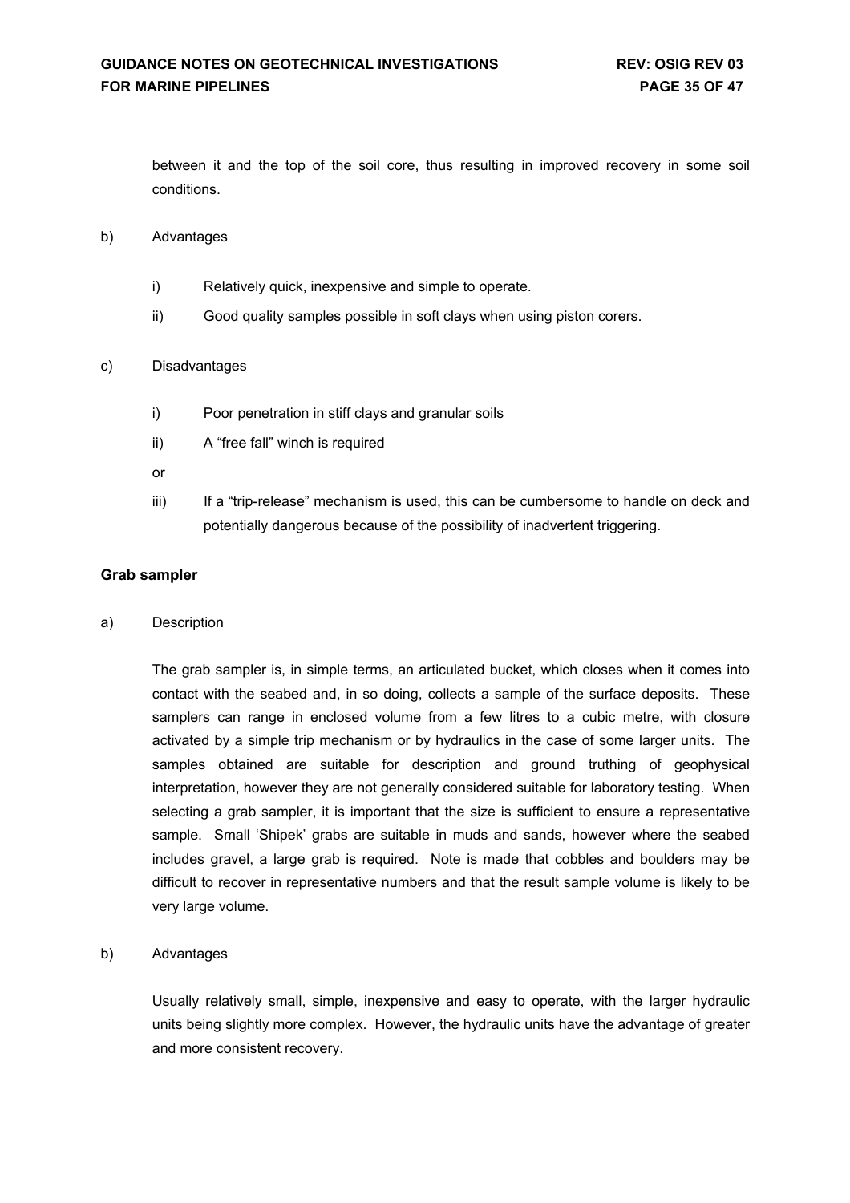between it and the top of the soil core, thus resulting in improved recovery in some soil conditions.

b) Advantages

i) Relatively quick, inexpensive and simple to operate.

ii) Good quality samples possible in soft clays when using piston corers.

c) Disadvantages

i) Poor penetration in stiff clays and granular soils

ii) A "free fall" winch is required

or

iii) If a "trip-release" mechanism is used, this can be cumbersome to handle on deck and potentially dangerous because of the possibility of inadvertent triggering.

**Grab sampler**

a) Description

The grab sampler is, in simple terms, an articulated bucket, which closes when it comes into contact with the seabed and, in so doing, collects a sample of the surface deposits. These samplers can range in enclosed volume from a few litres to a cubic metre, with closure activated by a simple trip mechanism or by hydraulics in the case of some larger units. The samples obtained are suitable for description and ground truthing of geophysical interpretation, however they are not generally considered suitable for laboratory testing. When selecting a grab sampler, it is important that the size is sufficient to ensure a representative sample. Small 'Shipek' grabs are suitable in muds and sands, however where the seabed includes gravel, a large grab is required. Note is made that cobbles and boulders may be difficult to recover in representative numbers and that the result sample volume is likely to be very large volume.

b) Advantages

Usually relatively small, simple, inexpensive and easy to operate, with the larger hydraulic units being slightly more complex. However, the hydraulic units have the advantage of greater and more consistent recovery.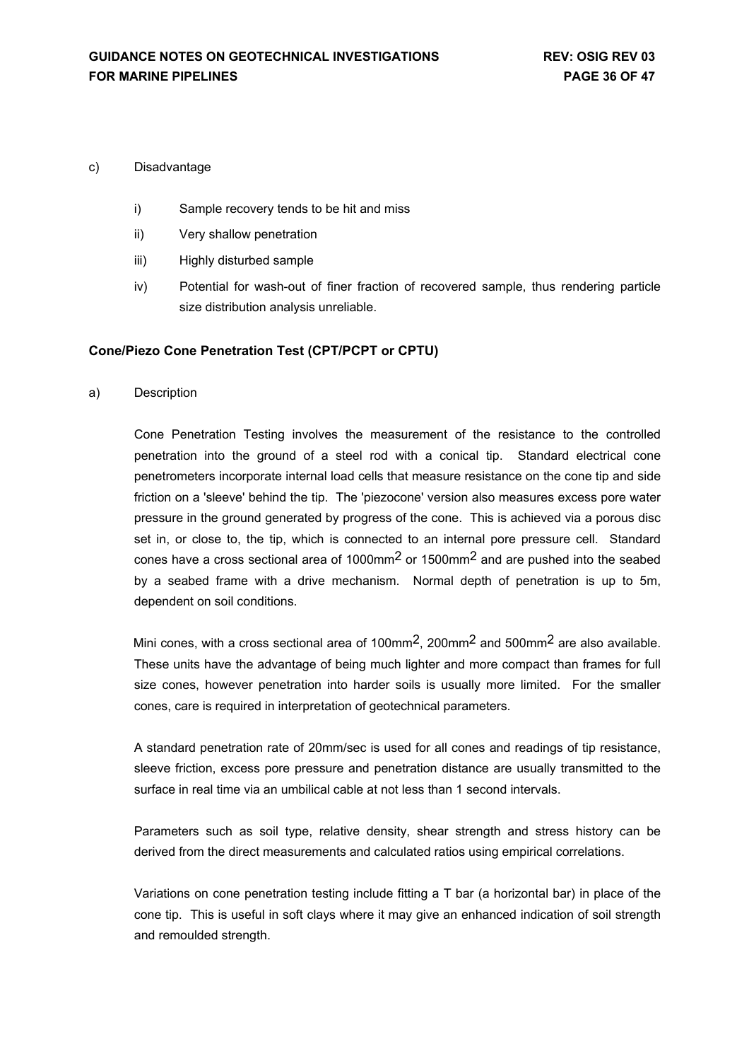c) Disadvantage

i) Sample recovery tends to be hit and miss

ii) Very shallow penetration

iii) Highly disturbed sample

iv) Potential for wash-out of finer fraction of recovered sample, thus rendering particle size distribution analysis unreliable.

**Cone/Piezo Cone Penetration Test (CPT/PCPT or CPTU)**

a) Description

Cone Penetration Testing involves the measurement of the resistance to the controlled penetration into the ground of a steel rod with a conical tip. Standard electrical cone penetrometers incorporate internal load cells that measure resistance on the cone tip and side friction on a 'sleeve' behind the tip. The 'piezocone' version also measures excess pore water pressure in the ground generated by progress of the cone. This is achieved via a porous disc set in, or close to, the tip, which is connected to an internal pore pressure cell. Standard cones have a cross sectional area of 1000mm$^2$ or 1500mm$^2$ and are pushed into the seabed by a seabed frame with a drive mechanism. Normal depth of penetration is up to 5m, dependent on soil conditions.

Mini cones, with a cross sectional area of 100mm$^2$, 200mm$^2$ and 500mm$^2$ are also available. These units have the advantage of being much lighter and more compact than frames for full size cones, however penetration into harder soils is usually more limited. For the smaller cones, care is required in interpretation of geotechnical parameters.

A standard penetration rate of 20mm/sec is used for all cones and readings of tip resistance, sleeve friction, excess pore pressure and penetration distance are usually transmitted to the surface in real time via an umbilical cable at not less than 1 second intervals.

Parameters such as soil type, relative density, shear strength and stress history can be derived from the direct measurements and calculated ratios using empirical correlations.

Variations on cone penetration testing include fitting a T bar (a horizontal bar) in place of the cone tip. This is useful in soft clays where it may give an enhanced indication of soil strength and remoulded strength.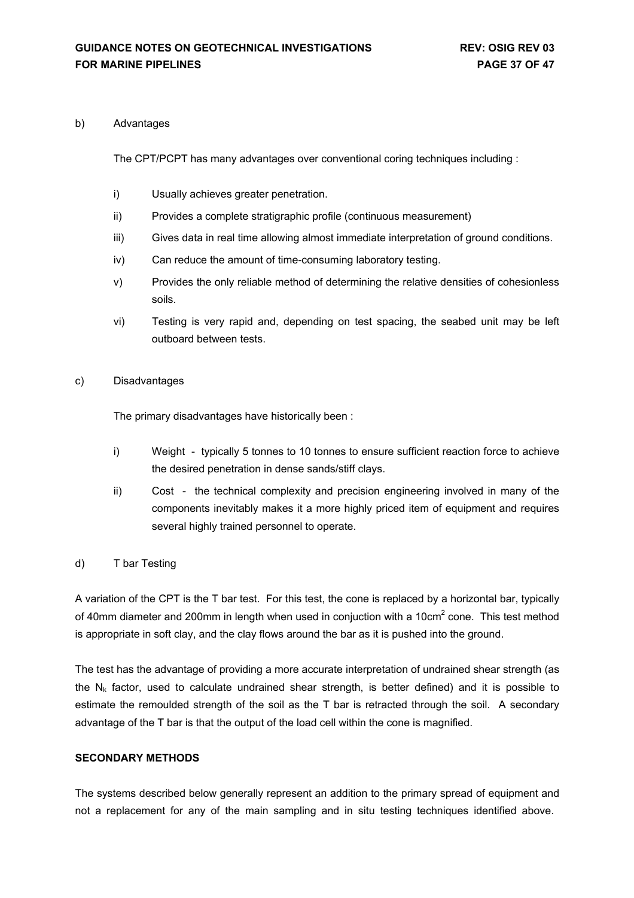b) Advantages

The CPT/PCPT has many advantages over conventional coring techniques including :

i) Usually achieves greater penetration.

ii) Provides a complete stratigraphic profile (continuous measurement)

iii) Gives data in real time allowing almost immediate interpretation of ground conditions.

iv) Can reduce the amount of time-consuming laboratory testing.

v) Provides the only reliable method of determining the relative densities of cohesionless soils.

vi) Testing is very rapid and, depending on test spacing, the seabed unit may be left outboard between tests.

c) Disadvantages

The primary disadvantages have historically been :

i) Weight - typically 5 tonnes to 10 tonnes to ensure sufficient reaction force to achieve the desired penetration in dense sands/stiff clays.

ii) Cost - the technical complexity and precision engineering involved in many of the components inevitably makes it a more highly priced item of equipment and requires several highly trained personnel to operate.

d) T bar Testing

A variation of the CPT is the T bar test. For this test, the cone is replaced by a horizontal bar, typically of 40mm diameter and 200mm in length when used in conjuction with a 10cm$^2$ cone. This test method is appropriate in soft clay, and the clay flows around the bar as it is pushed into the ground.

The test has the advantage of providing a more accurate interpretation of undrained shear strength (as the $N_k$ factor, used to calculate undrained shear strength, is better defined) and it is possible to estimate the remoulded strength of the soil as the T bar is retracted through the soil. A secondary advantage of the T bar is that the output of the load cell within the cone is magnified.

**SECONDARY METHODS**

The systems described below generally represent an addition to the primary spread of equipment and not a replacement for any of the main sampling and in situ testing techniques identified above.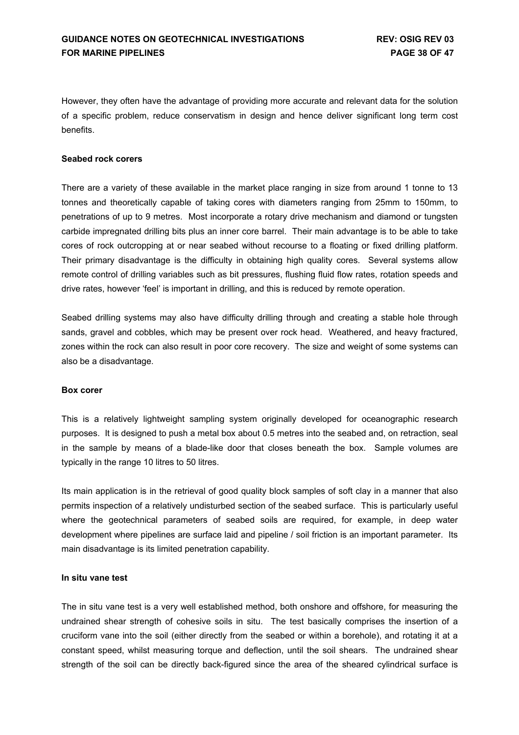However, they often have the advantage of providing more accurate and relevant data for the solution of a specific problem, reduce conservatism in design and hence deliver significant long term cost benefits.

**Seabed rock corers**

There are a variety of these available in the market place ranging in size from around 1 tonne to 13 tonnes and theoretically capable of taking cores with diameters ranging from 25mm to 150mm, to penetrations of up to 9 metres. Most incorporate a rotary drive mechanism and diamond or tungsten carbide impregnated drilling bits plus an inner core barrel. Their main advantage is to be able to take cores of rock outcropping at or near seabed without recourse to a floating or fixed drilling platform. Their primary disadvantage is the difficulty in obtaining high quality cores. Several systems allow remote control of drilling variables such as bit pressures, flushing fluid flow rates, rotation speeds and drive rates, however 'feel' is important in drilling, and this is reduced by remote operation.

Seabed drilling systems may also have difficulty drilling through and creating a stable hole through sands, gravel and cobbles, which may be present over rock head. Weathered, and heavy fractured, zones within the rock can also result in poor core recovery. The size and weight of some systems can also be a disadvantage.

**Box corer**

This is a relatively lightweight sampling system originally developed for oceanographic research purposes. It is designed to push a metal box about 0.5 metres into the seabed and, on retraction, seal in the sample by means of a blade-like door that closes beneath the box. Sample volumes are typically in the range 10 litres to 50 litres.

Its main application is in the retrieval of good quality block samples of soft clay in a manner that also permits inspection of a relatively undisturbed section of the seabed surface. This is particularly useful where the geotechnical parameters of seabed soils are required, for example, in deep water development where pipelines are surface laid and pipeline / soil friction is an important parameter. Its main disadvantage is its limited penetration capability.

**In situ vane test**

The in situ vane test is a very well established method, both onshore and offshore, for measuring the undrained shear strength of cohesive soils in situ. The test basically comprises the insertion of a cruciform vane into the soil (either directly from the seabed or within a borehole), and rotating it at a constant speed, whilst measuring torque and deflection, until the soil shears. The undrained shear strength of the soil can be directly back-figured since the area of the sheared cylindrical surface is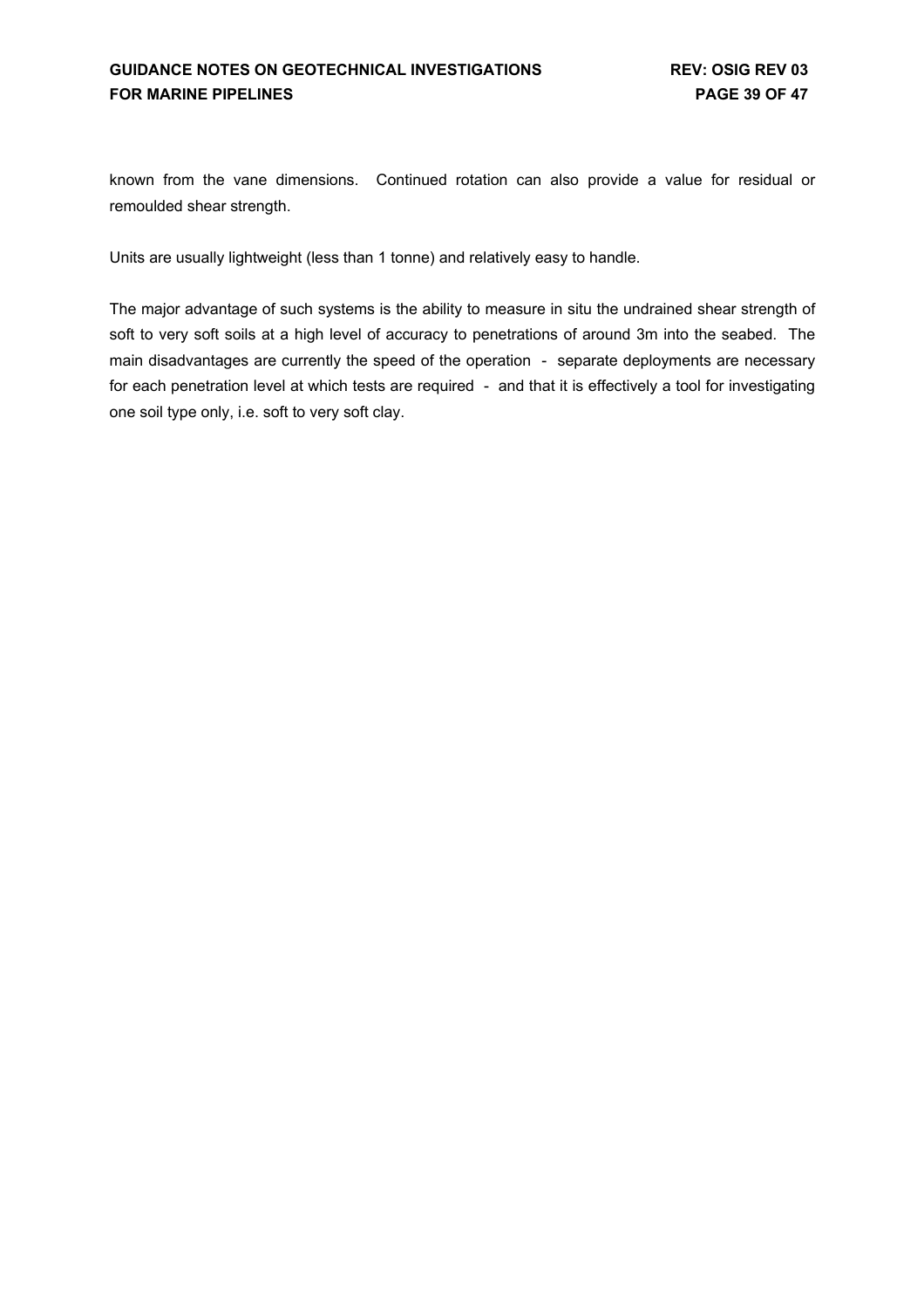known from the vane dimensions.  Continued rotation can also provide a value for residual or remoulded shear strength.

Units are usually lightweight (less than 1 tonne) and relatively easy to handle.

The major advantage of such systems is the ability to measure in situ the undrained shear strength of soft to very soft soils at a high level of accuracy to penetrations of around 3m into the seabed.  The main disadvantages are currently the speed of the operation  -  separate deployments are necessary for each penetration level at which tests are required  -  and that it is effectively a tool for investigating one soil type only, i.e. soft to very soft clay.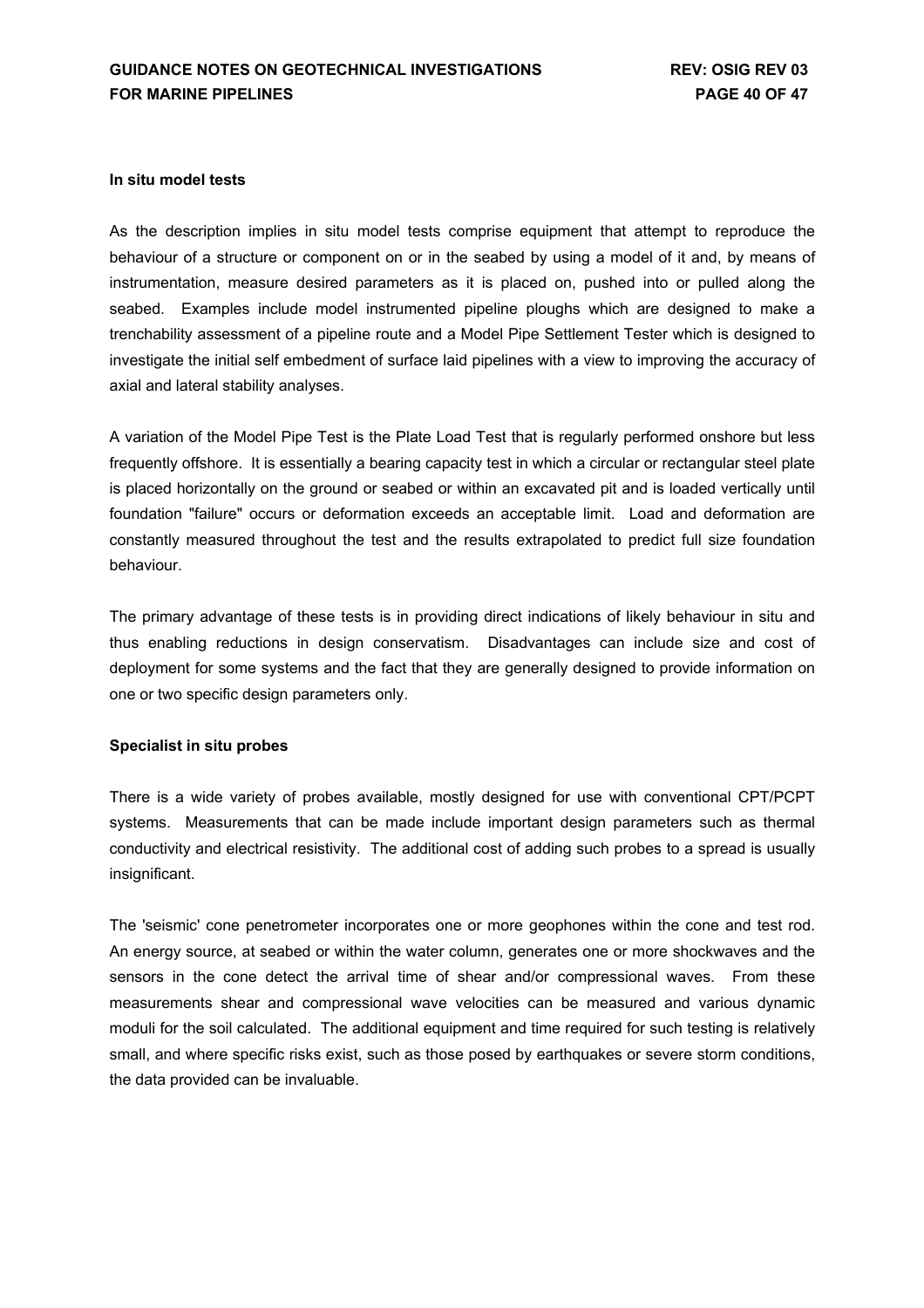**In situ model tests**

As the description implies in situ model tests comprise equipment that attempt to reproduce the behaviour of a structure or component on or in the seabed by using a model of it and, by means of instrumentation, measure desired parameters as it is placed on, pushed into or pulled along the seabed. Examples include model instrumented pipeline ploughs which are designed to make a trenchability assessment of a pipeline route and a Model Pipe Settlement Tester which is designed to investigate the initial self embedment of surface laid pipelines with a view to improving the accuracy of axial and lateral stability analyses.

A variation of the Model Pipe Test is the Plate Load Test that is regularly performed onshore but less frequently offshore. It is essentially a bearing capacity test in which a circular or rectangular steel plate is placed horizontally on the ground or seabed or within an excavated pit and is loaded vertically until foundation "failure" occurs or deformation exceeds an acceptable limit. Load and deformation are constantly measured throughout the test and the results extrapolated to predict full size foundation behaviour.

The primary advantage of these tests is in providing direct indications of likely behaviour in situ and thus enabling reductions in design conservatism. Disadvantages can include size and cost of deployment for some systems and the fact that they are generally designed to provide information on one or two specific design parameters only.

**Specialist in situ probes**

There is a wide variety of probes available, mostly designed for use with conventional CPT/PCPT systems. Measurements that can be made include important design parameters such as thermal conductivity and electrical resistivity. The additional cost of adding such probes to a spread is usually insignificant.

The 'seismic' cone penetrometer incorporates one or more geophones within the cone and test rod. An energy source, at seabed or within the water column, generates one or more shockwaves and the sensors in the cone detect the arrival time of shear and/or compressional waves. From these measurements shear and compressional wave velocities can be measured and various dynamic moduli for the soil calculated. The additional equipment and time required for such testing is relatively small, and where specific risks exist, such as those posed by earthquakes or severe storm conditions, the data provided can be invaluable.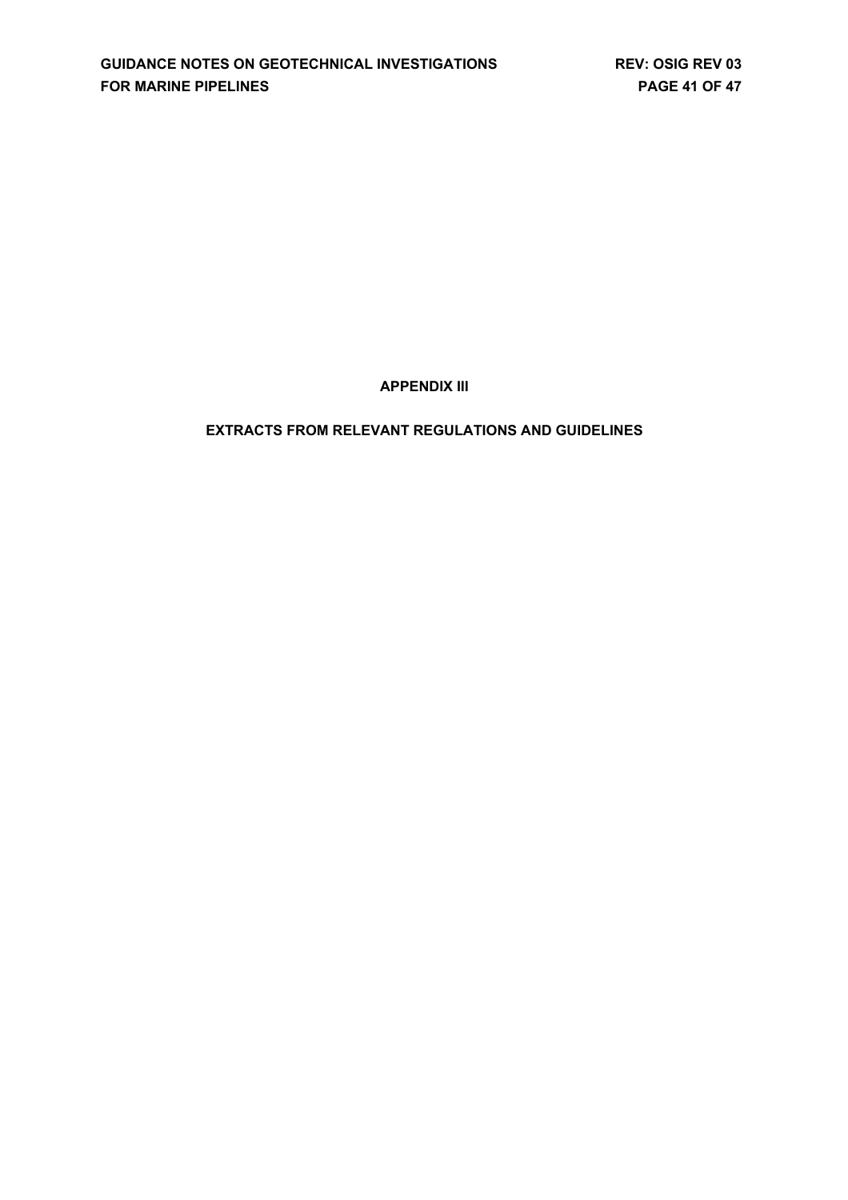# APPENDIX III

## EXTRACTS FROM RELEVANT REGULATIONS AND GUIDELINES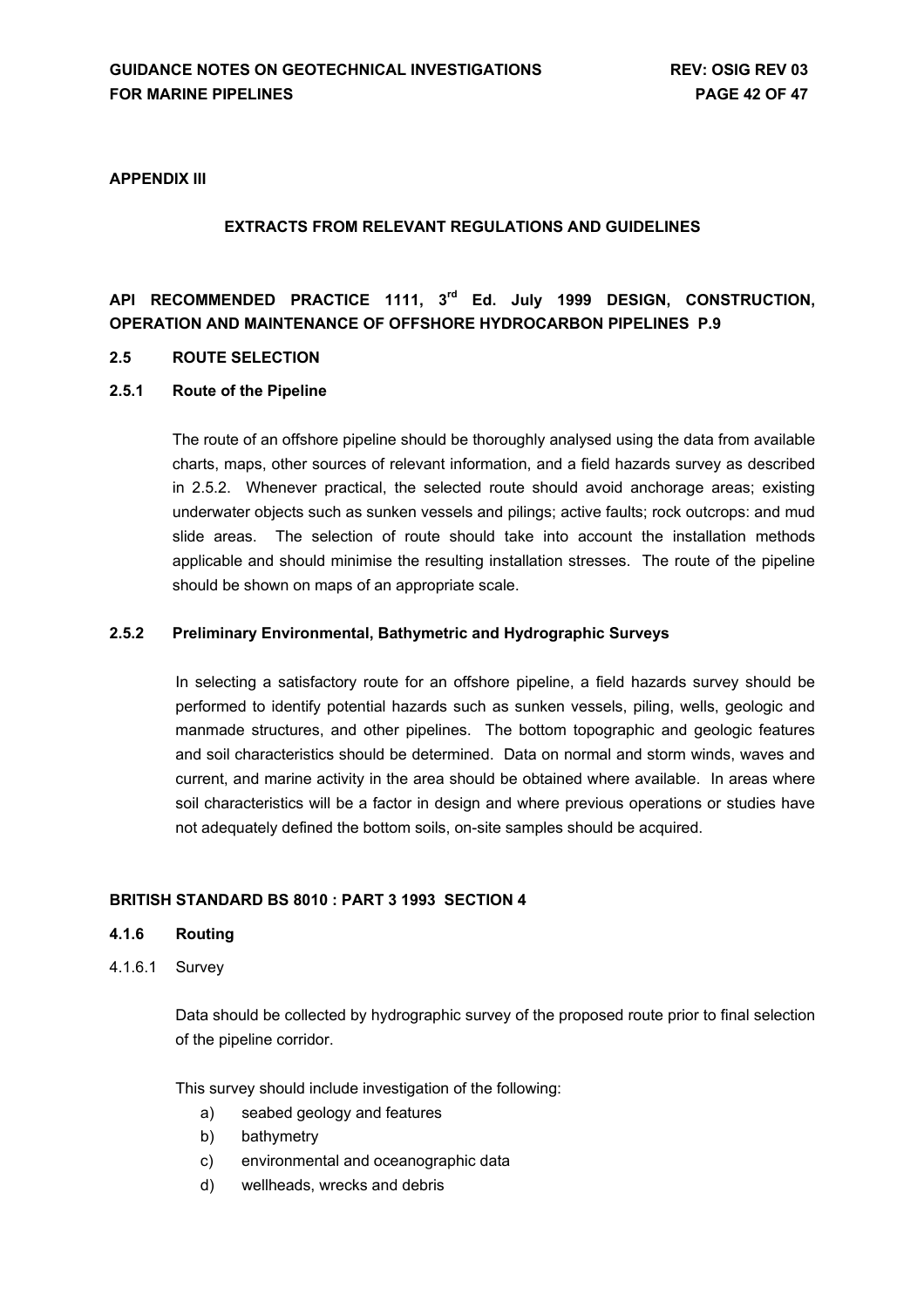**APPENDIX III**

**EXTRACTS FROM RELEVANT REGULATIONS AND GUIDELINES**

**API RECOMMENDED PRACTICE 1111, 3rd Ed. July 1999 DESIGN, CONSTRUCTION, OPERATION AND MAINTENANCE OF OFFSHORE HYDROCARBON PIPELINES P.9**

**2.5 ROUTE SELECTION**

**2.5.1 Route of the Pipeline**

The route of an offshore pipeline should be thoroughly analysed using the data from available charts, maps, other sources of relevant information, and a field hazards survey as described in 2.5.2. Whenever practical, the selected route should avoid anchorage areas; existing underwater objects such as sunken vessels and pilings; active faults; rock outcrops: and mud slide areas. The selection of route should take into account the installation methods applicable and should minimise the resulting installation stresses. The route of the pipeline should be shown on maps of an appropriate scale.

**2.5.2 Preliminary Environmental, Bathymetric and Hydrographic Surveys**

In selecting a satisfactory route for an offshore pipeline, a field hazards survey should be performed to identify potential hazards such as sunken vessels, piling, wells, geologic and manmade structures, and other pipelines. The bottom topographic and geologic features and soil characteristics should be determined. Data on normal and storm winds, waves and current, and marine activity in the area should be obtained where available. In areas where soil characteristics will be a factor in design and where previous operations or studies have not adequately defined the bottom soils, on-site samples should be acquired.

**BRITISH STANDARD BS 8010 : PART 3 1993 SECTION 4**

**4.1.6 Routing**

4.1.6.1 Survey

Data should be collected by hydrographic survey of the proposed route prior to final selection of the pipeline corridor.

This survey should include investigation of the following:

a) seabed geology and features
b) bathymetry
c) environmental and oceanographic data
d) wellheads, wrecks and debris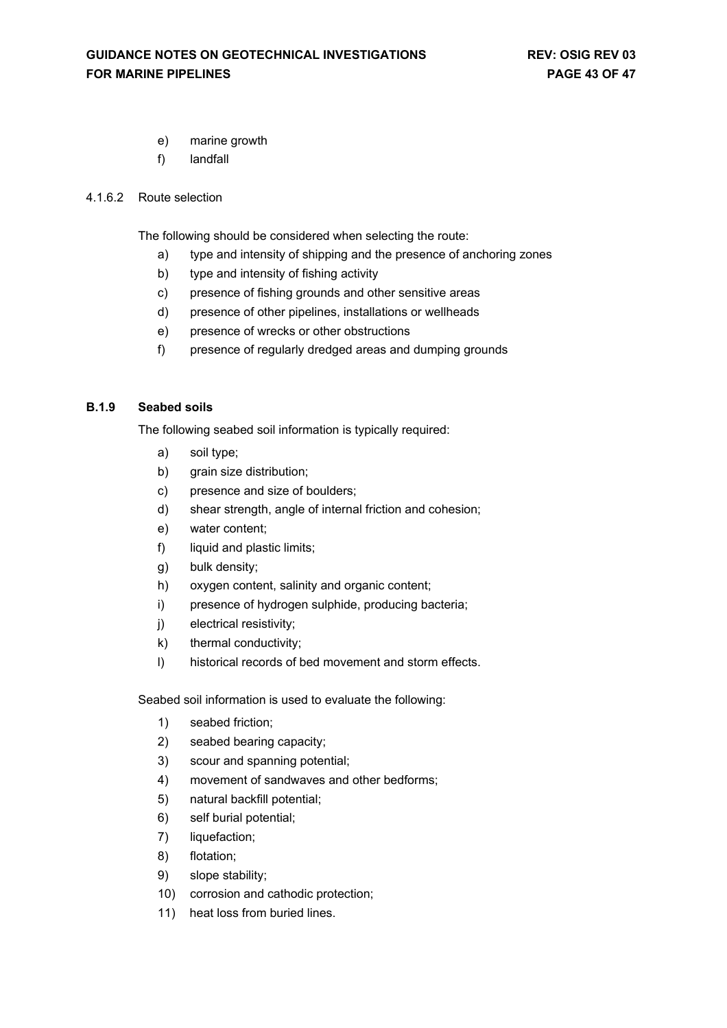e) marine growth
f) landfall

4.1.6.2 Route selection

The following should be considered when selecting the route:

a) type and intensity of shipping and the presence of anchoring zones
b) type and intensity of fishing activity
c) presence of fishing grounds and other sensitive areas
d) presence of other pipelines, installations or wellheads
e) presence of wrecks or other obstructions
f) presence of regularly dredged areas and dumping grounds

### B.1.9 Seabed soils

The following seabed soil information is typically required:

a) soil type;
b) grain size distribution;
c) presence and size of boulders;
d) shear strength, angle of internal friction and cohesion;
e) water content;
f) liquid and plastic limits;
g) bulk density;
h) oxygen content, salinity and organic content;
i) presence of hydrogen sulphide, producing bacteria;
j) electrical resistivity;
k) thermal conductivity;
l) historical records of bed movement and storm effects.

Seabed soil information is used to evaluate the following:

1) seabed friction;
2) seabed bearing capacity;
3) scour and spanning potential;
4) movement of sandwaves and other bedforms;
5) natural backfill potential;
6) self burial potential;
7) liquefaction;
8) flotation;
9) slope stability;
10) corrosion and cathodic protection;
11) heat loss from buried lines.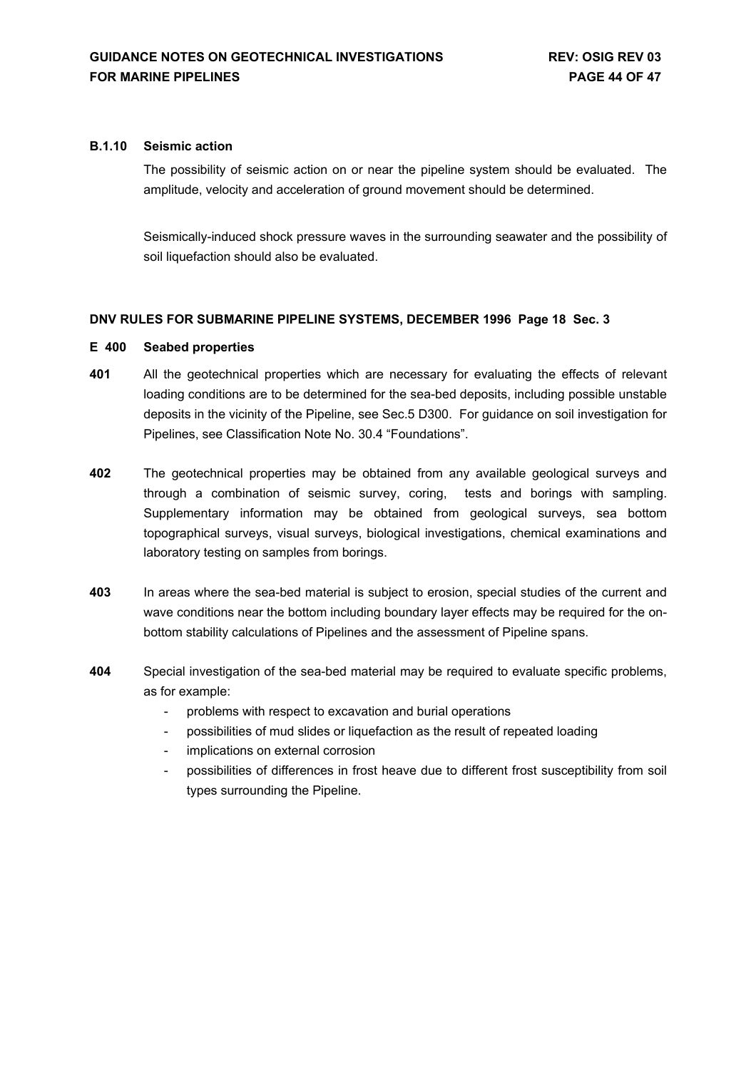### B.1.10 Seismic action

The possibility of seismic action on or near the pipeline system should be evaluated. The amplitude, velocity and acceleration of ground movement should be determined.

Seismically-induced shock pressure waves in the surrounding seawater and the possibility of soil liquefaction should also be evaluated.

**DNV RULES FOR SUBMARINE PIPELINE SYSTEMS, DECEMBER 1996 Page 18 Sec. 3**

### E 400 Seabed properties

**401** All the geotechnical properties which are necessary for evaluating the effects of relevant loading conditions are to be determined for the sea-bed deposits, including possible unstable deposits in the vicinity of the Pipeline, see Sec.5 D300. For guidance on soil investigation for Pipelines, see Classification Note No. 30.4 "Foundations".

**402** The geotechnical properties may be obtained from any available geological surveys and through a combination of seismic survey, coring, tests and borings with sampling. Supplementary information may be obtained from geological surveys, sea bottom topographical surveys, visual surveys, biological investigations, chemical examinations and laboratory testing on samples from borings.

**403** In areas where the sea-bed material is subject to erosion, special studies of the current and wave conditions near the bottom including boundary layer effects may be required for the on-bottom stability calculations of Pipelines and the assessment of Pipeline spans.

**404** Special investigation of the sea-bed material may be required to evaluate specific problems, as for example:

- problems with respect to excavation and burial operations
- possibilities of mud slides or liquefaction as the result of repeated loading
- implications on external corrosion
- possibilities of differences in frost heave due to different frost susceptibility from soil types surrounding the Pipeline.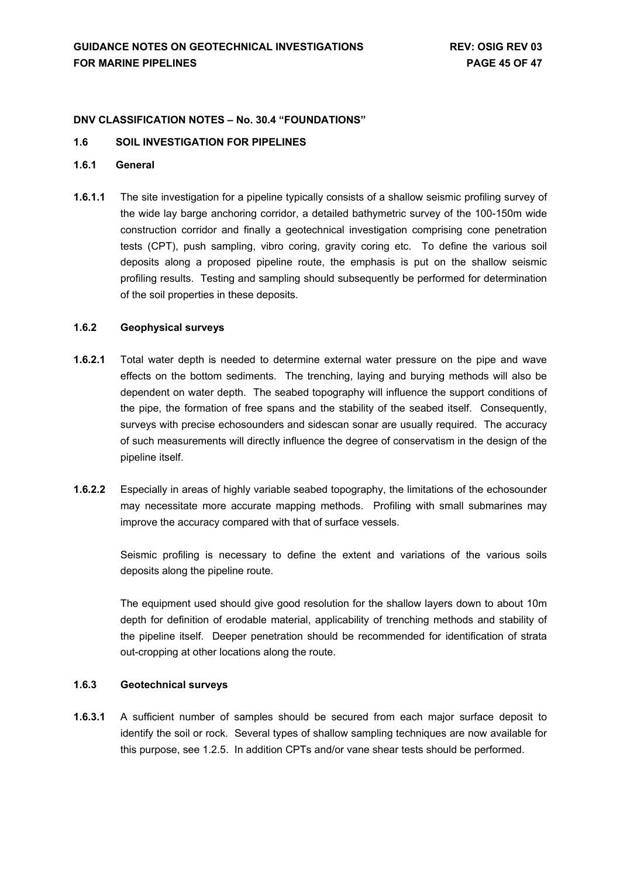**DNV CLASSIFICATION NOTES – No. 30.4 "FOUNDATIONS"**

## 1.6 SOIL INVESTIGATION FOR PIPELINES

### 1.6.1 General

**1.6.1.1** The site investigation for a pipeline typically consists of a shallow seismic profiling survey of the wide lay barge anchoring corridor, a detailed bathymetric survey of the 100-150m wide construction corridor and finally a geotechnical investigation comprising cone penetration tests (CPT), push sampling, vibro coring, gravity coring etc. To define the various soil deposits along a proposed pipeline route, the emphasis is put on the shallow seismic profiling results. Testing and sampling should subsequently be performed for determination of the soil properties in these deposits.

### 1.6.2 Geophysical surveys

**1.6.2.1** Total water depth is needed to determine external water pressure on the pipe and wave effects on the bottom sediments. The trenching, laying and burying methods will also be dependent on water depth. The seabed topography will influence the support conditions of the pipe, the formation of free spans and the stability of the seabed itself. Consequently, surveys with precise echosounders and sidescan sonar are usually required. The accuracy of such measurements will directly influence the degree of conservatism in the design of the pipeline itself.

**1.6.2.2** Especially in areas of highly variable seabed topography, the limitations of the echosounder may necessitate more accurate mapping methods. Profiling with small submarines may improve the accuracy compared with that of surface vessels.

Seismic profiling is necessary to define the extent and variations of the various soils deposits along the pipeline route.

The equipment used should give good resolution for the shallow layers down to about 10m depth for definition of erodable material, applicability of trenching methods and stability of the pipeline itself. Deeper penetration should be recommended for identification of strata out-cropping at other locations along the route.

### 1.6.3 Geotechnical surveys

**1.6.3.1** A sufficient number of samples should be secured from each major surface deposit to identify the soil or rock. Several types of shallow sampling techniques are now available for this purpose, see 1.2.5. In addition CPTs and/or vane shear tests should be performed.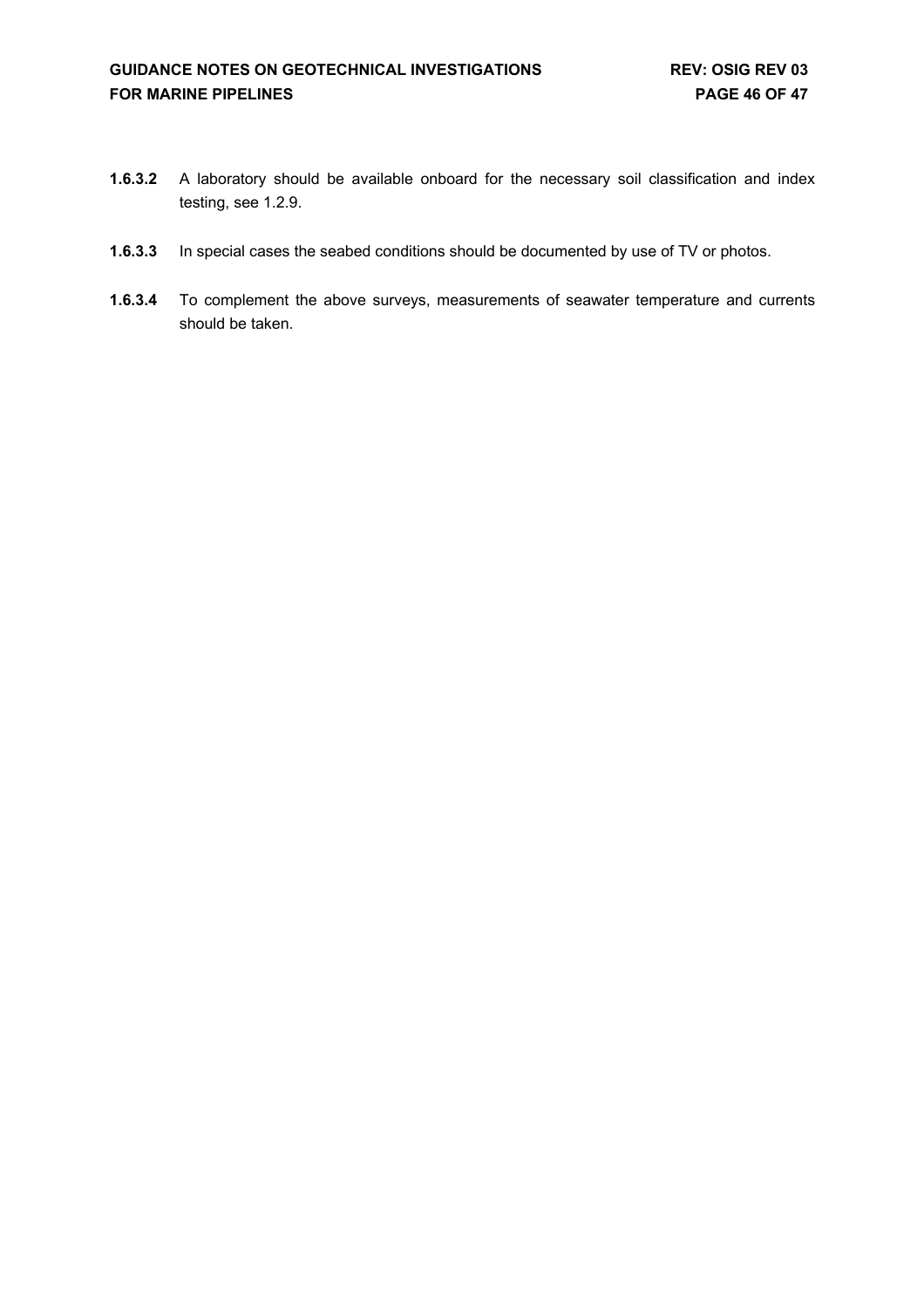**1.6.3.2** A laboratory should be available onboard for the necessary soil classification and index testing, see 1.2.9.

**1.6.3.3** In special cases the seabed conditions should be documented by use of TV or photos.

**1.6.3.4** To complement the above surveys, measurements of seawater temperature and currents should be taken.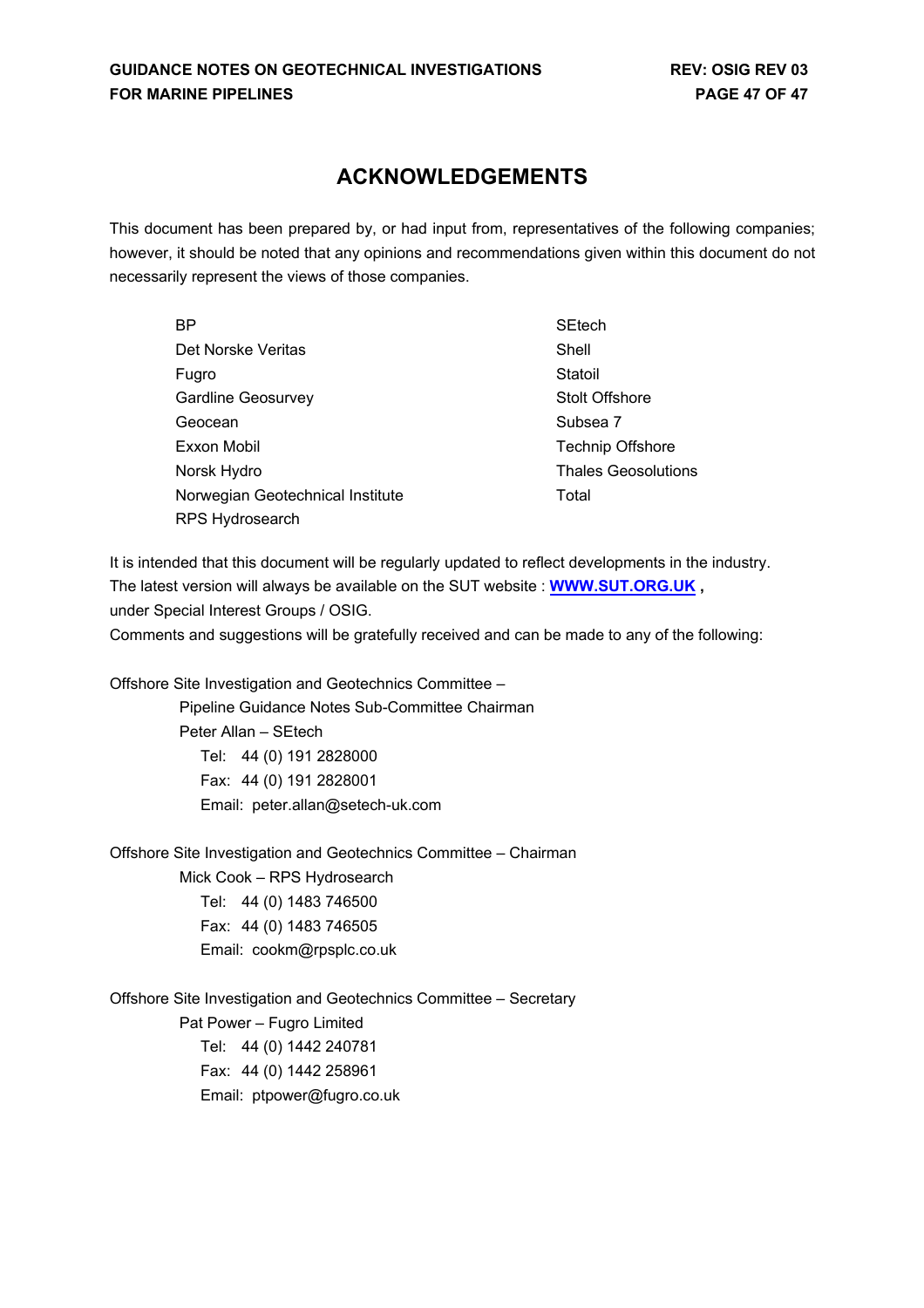# ACKNOWLEDGEMENTS

This document has been prepared by, or had input from, representatives of the following companies; however, it should be noted that any opinions and recommendations given within this document do not necessarily represent the views of those companies.

- BP
- Det Norske Veritas
- Fugro
- Gardline Geosurvey
- Geocean
- Exxon Mobil
- Norsk Hydro
- Norwegian Geotechnical Institute
- RPS Hydrosearch
- SEtech
- Shell
- Statoil
- Stolt Offshore
- Subsea 7
- Technip Offshore
- Thales Geosolutions
- Total

It is intended that this document will be regularly updated to reflect developments in the industry.
The latest version will always be available on the SUT website : **WWW.SUT.ORG.UK** ,
under Special Interest Groups / OSIG.
Comments and suggestions will be gratefully received and can be made to any of the following:

Offshore Site Investigation and Geotechnics Committee –
Pipeline Guidance Notes Sub-Committee Chairman
Peter Allan – SEtech
Tel: 44 (0) 191 2828000
Fax: 44 (0) 191 2828001
Email: peter.allan@setech-uk.com

Offshore Site Investigation and Geotechnics Committee – Chairman
Mick Cook – RPS Hydrosearch
Tel: 44 (0) 1483 746500
Fax: 44 (0) 1483 746505
Email: cookm@rpsplc.co.uk

Offshore Site Investigation and Geotechnics Committee – Secretary
Pat Power – Fugro Limited
Tel: 44 (0) 1442 240781
Fax: 44 (0) 1442 258961
Email: ptpower@fugro.co.uk